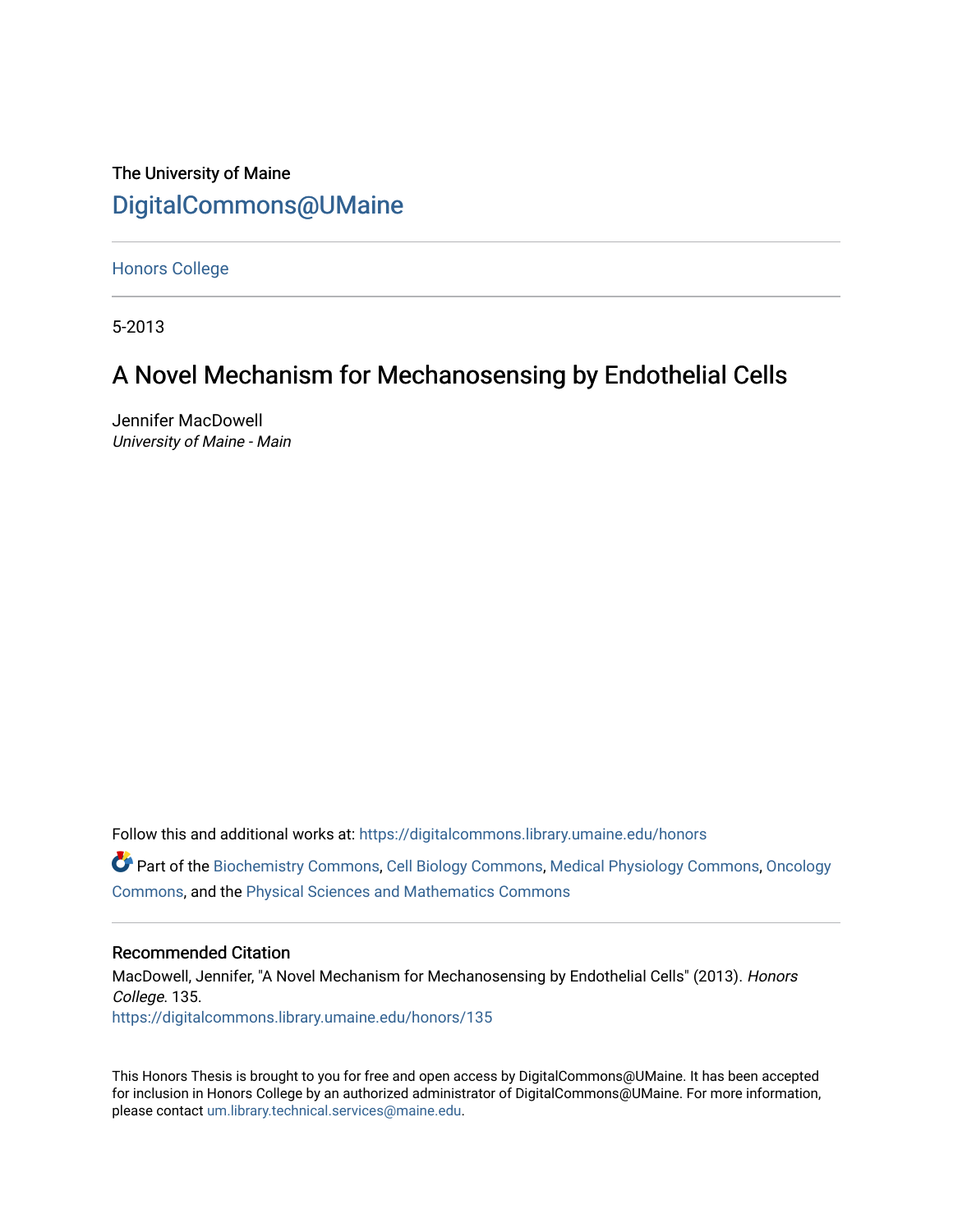The University of Maine

[DigitalCommons@UMaine](https://digitalcommons.library.umaine.edu/)

---

[Honors College](https://digitalcommons.library.umaine.edu/honors)

---

5-2013

# A Novel Mechanism for Mechanosensing by Endothelial Cells

Jennifer MacDowell

*University of Maine - Main*

Follow this and additional works at: https://digitalcommons.library.umaine.edu/honors

Part of the Biochemistry Commons, Cell Biology Commons, Medical Physiology Commons, Oncology Commons, and the Physical Sciences and Mathematics Commons

---

### Recommended Citation

MacDowell, Jennifer, "A Novel Mechanism for Mechanosensing by Endothelial Cells" (2013). *Honors College*. 135.

https://digitalcommons.library.umaine.edu/honors/135

---

This Honors Thesis is brought to you for free and open access by DigitalCommons@UMaine. It has been accepted for inclusion in Honors College by an authorized administrator of DigitalCommons@UMaine. For more information, please contact um.library.technical.services@maine.edu.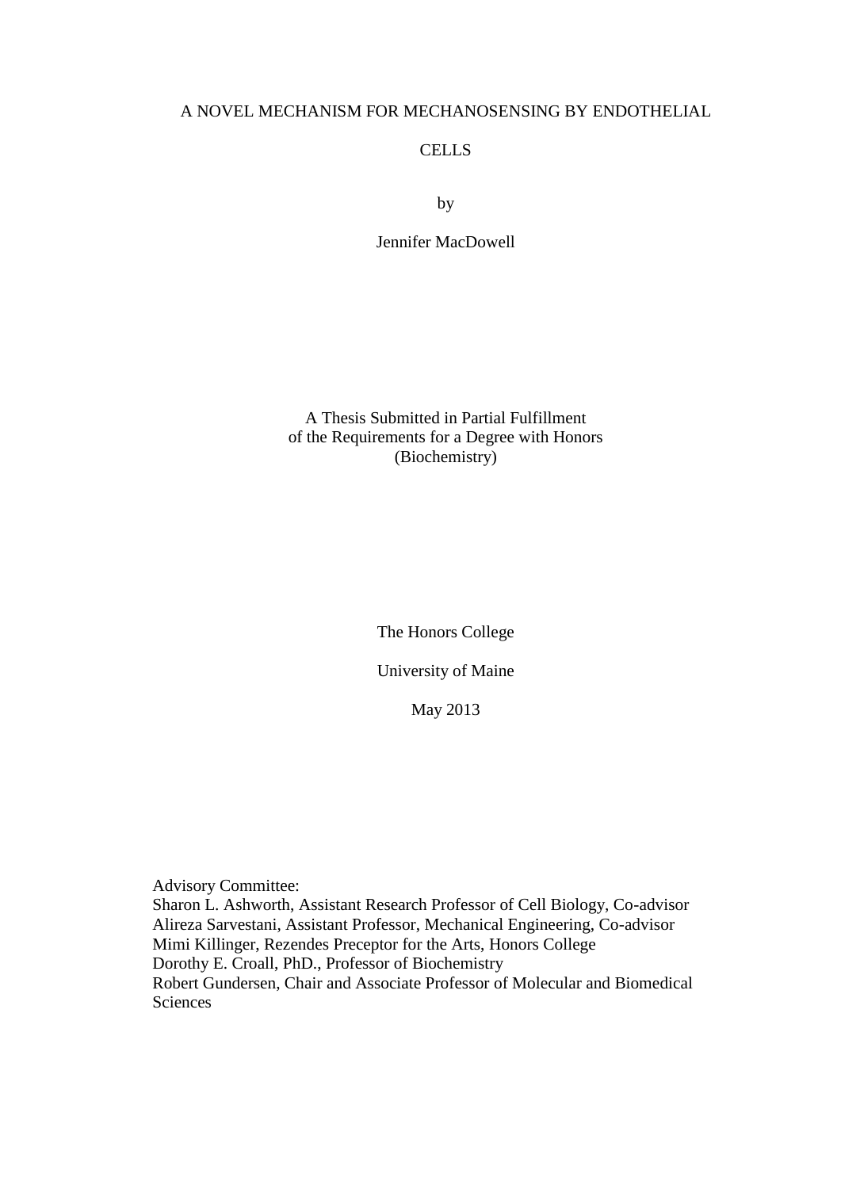# A NOVEL MECHANISM FOR MECHANOSENSING BY ENDOTHELIAL CELLS

by

Jennifer MacDowell

A Thesis Submitted in Partial Fulfillment
of the Requirements for a Degree with Honors
(Biochemistry)

The Honors College

University of Maine

May 2013

Advisory Committee:
Sharon L. Ashworth, Assistant Research Professor of Cell Biology, Co-advisor
Alireza Sarvestani, Assistant Professor, Mechanical Engineering, Co-advisor
Mimi Killinger, Rezendes Preceptor for the Arts, Honors College
Dorothy E. Croall, PhD., Professor of Biochemistry
Robert Gundersen, Chair and Associate Professor of Molecular and Biomedical Sciences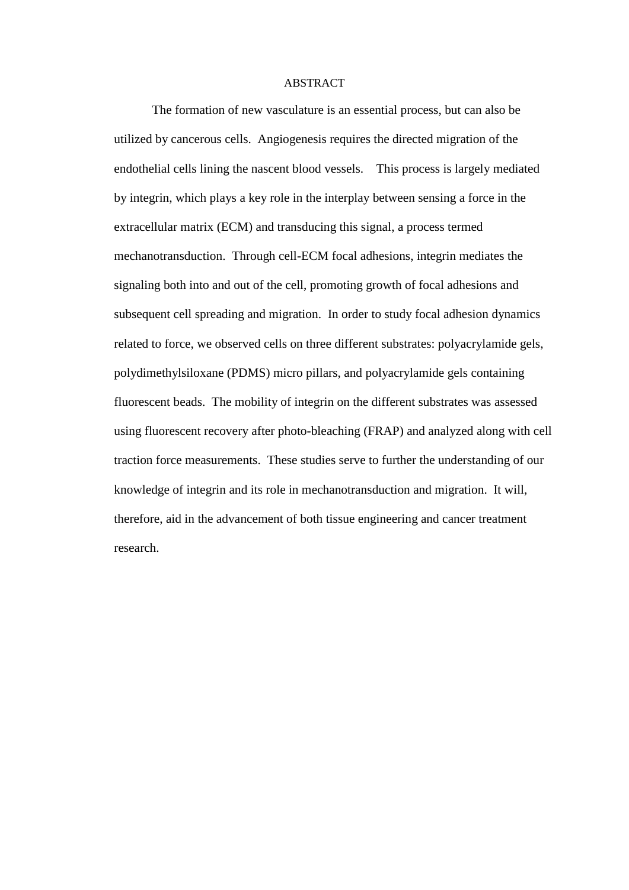# ABSTRACT

The formation of new vasculature is an essential process, but can also be utilized by cancerous cells. Angiogenesis requires the directed migration of the endothelial cells lining the nascent blood vessels. This process is largely mediated by integrin, which plays a key role in the interplay between sensing a force in the extracellular matrix (ECM) and transducing this signal, a process termed mechanotransduction. Through cell-ECM focal adhesions, integrin mediates the signaling both into and out of the cell, promoting growth of focal adhesions and subsequent cell spreading and migration. In order to study focal adhesion dynamics related to force, we observed cells on three different substrates: polyacrylamide gels, polydimethylsiloxane (PDMS) micro pillars, and polyacrylamide gels containing fluorescent beads. The mobility of integrin on the different substrates was assessed using fluorescent recovery after photo-bleaching (FRAP) and analyzed along with cell traction force measurements. These studies serve to further the understanding of our knowledge of integrin and its role in mechanotransduction and migration. It will, therefore, aid in the advancement of both tissue engineering and cancer treatment research.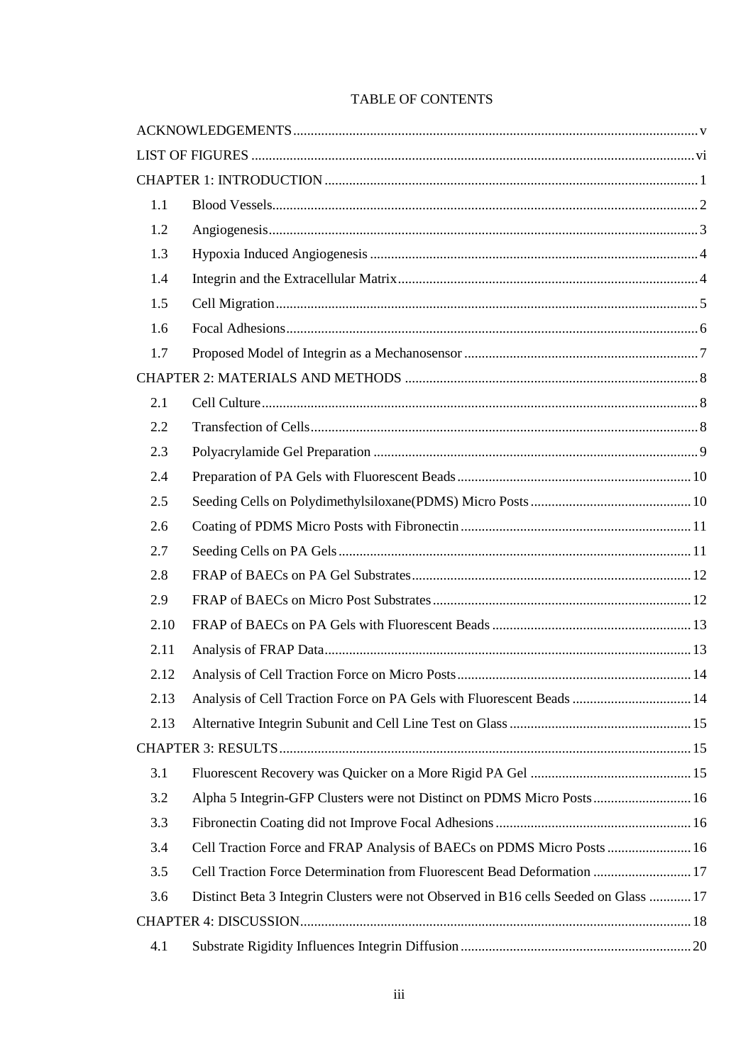TABLE OF CONTENTS

ACKNOWLEDGEMENTS .......... v

LIST OF FIGURES .......... vi

CHAPTER 1: INTRODUCTION .......... 1

1.1 Blood Vessels .......... 2

1.2 Angiogenesis .......... 3

1.3 Hypoxia Induced Angiogenesis .......... 4

1.4 Integrin and the Extracellular Matrix .......... 4

1.5 Cell Migration .......... 5

1.6 Focal Adhesions .......... 6

1.7 Proposed Model of Integrin as a Mechanosensor .......... 7

CHAPTER 2: MATERIALS AND METHODS .......... 8

2.1 Cell Culture .......... 8

2.2 Transfection of Cells .......... 8

2.3 Polyacrylamide Gel Preparation .......... 9

2.4 Preparation of PA Gels with Fluorescent Beads .......... 10

2.5 Seeding Cells on Polydimethylsiloxane(PDMS) Micro Posts .......... 10

2.6 Coating of PDMS Micro Posts with Fibronectin .......... 11

2.7 Seeding Cells on PA Gels .......... 11

2.8 FRAP of BAECs on PA Gel Substrates .......... 12

2.9 FRAP of BAECs on Micro Post Substrates .......... 12

2.10 FRAP of BAECs on PA Gels with Fluorescent Beads .......... 13

2.11 Analysis of FRAP Data .......... 13

2.12 Analysis of Cell Traction Force on Micro Posts .......... 14

2.13 Analysis of Cell Traction Force on PA Gels with Fluorescent Beads .......... 14

2.13 Alternative Integrin Subunit and Cell Line Test on Glass .......... 15

CHAPTER 3: RESULTS .......... 15

3.1 Fluorescent Recovery was Quicker on a More Rigid PA Gel .......... 15

3.2 Alpha 5 Integrin-GFP Clusters were not Distinct on PDMS Micro Posts .......... 16

3.3 Fibronectin Coating did not Improve Focal Adhesions .......... 16

3.4 Cell Traction Force and FRAP Analysis of BAECs on PDMS Micro Posts .......... 16

3.5 Cell Traction Force Determination from Fluorescent Bead Deformation .......... 17

3.6 Distinct Beta 3 Integrin Clusters were not Observed in B16 cells Seeded on Glass .......... 17

CHAPTER 4: DISCUSSION .......... 18

4.1 Substrate Rigidity Influences Integrin Diffusion .......... 20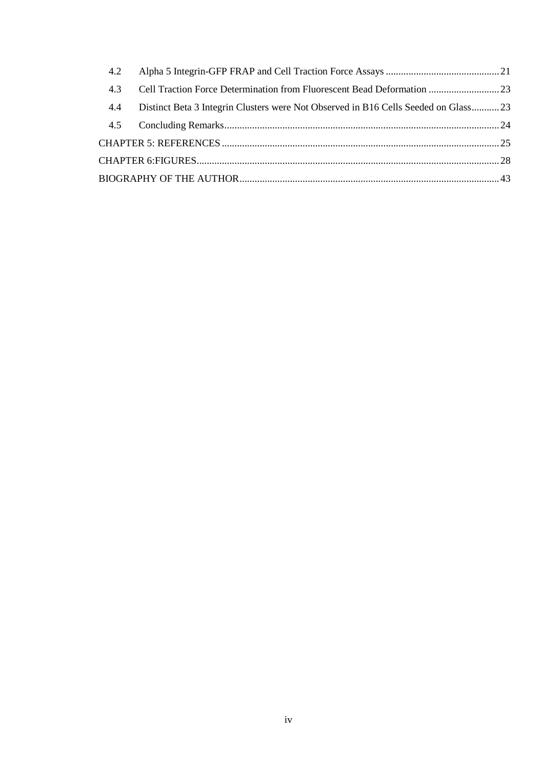4.2 Alpha 5 Integrin-GFP FRAP and Cell Traction Force Assays ............................................. 21

4.3 Cell Traction Force Determination from Fluorescent Bead Deformation ............................ 23

4.4 Distinct Beta 3 Integrin Clusters were Not Observed in B16 Cells Seeded on Glass........... 23

4.5 Concluding Remarks............................................................................................................ 24

CHAPTER 5: REFERENCES ............................................................................................................ 25

CHAPTER 6:FIGURES....................................................................................................................... 28

BIOGRAPHY OF THE AUTHOR...................................................................................................... 43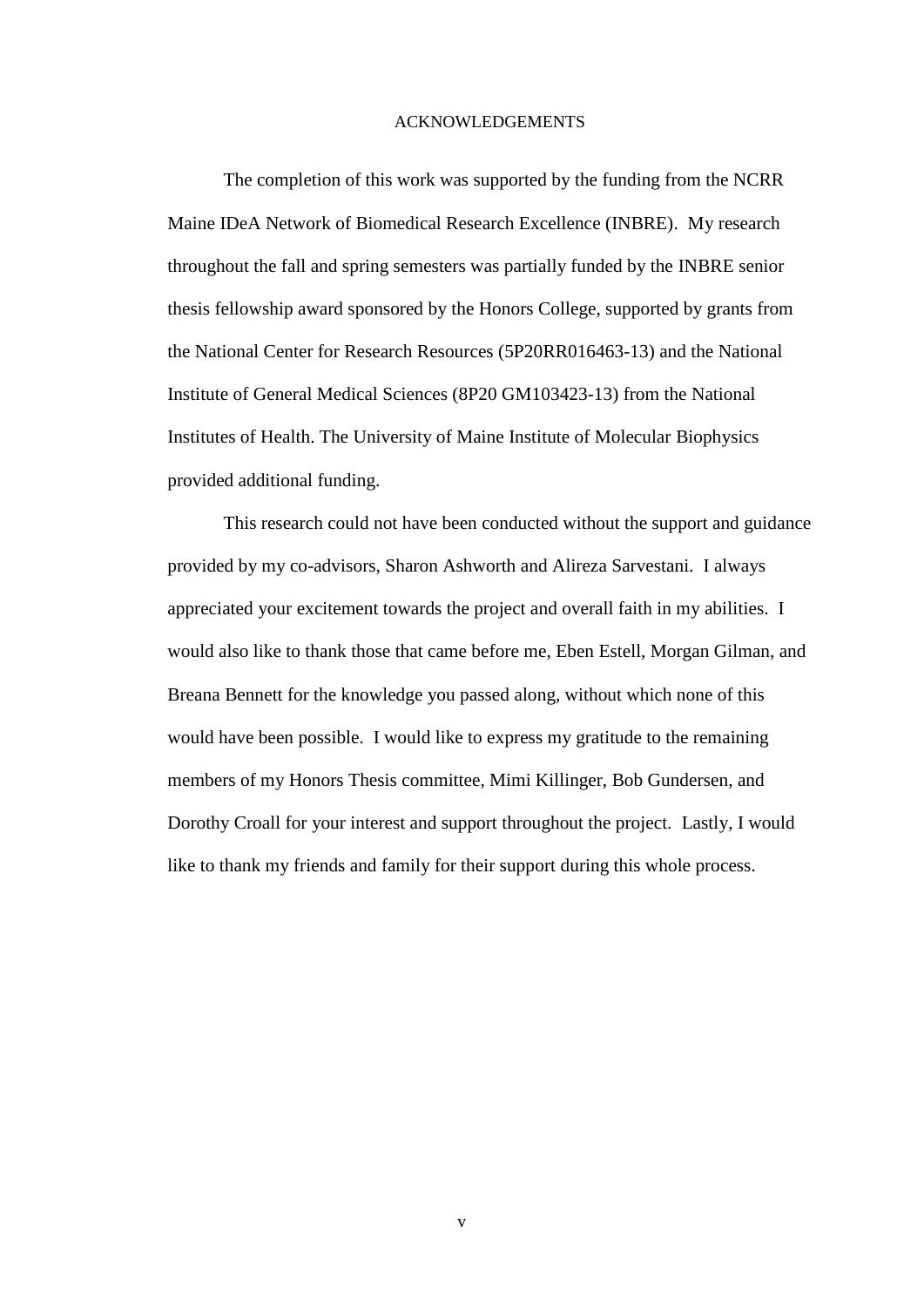# ACKNOWLEDGEMENTS

The completion of this work was supported by the funding from the NCRR Maine IDeA Network of Biomedical Research Excellence (INBRE). My research throughout the fall and spring semesters was partially funded by the INBRE senior thesis fellowship award sponsored by the Honors College, supported by grants from the National Center for Research Resources (5P20RR016463-13) and the National Institute of General Medical Sciences (8P20 GM103423-13) from the National Institutes of Health. The University of Maine Institute of Molecular Biophysics provided additional funding.

This research could not have been conducted without the support and guidance provided by my co-advisors, Sharon Ashworth and Alireza Sarvestani. I always appreciated your excitement towards the project and overall faith in my abilities. I would also like to thank those that came before me, Eben Estell, Morgan Gilman, and Breana Bennett for the knowledge you passed along, without which none of this would have been possible. I would like to express my gratitude to the remaining members of my Honors Thesis committee, Mimi Killinger, Bob Gundersen, and Dorothy Croall for your interest and support throughout the project. Lastly, I would like to thank my friends and family for their support during this whole process.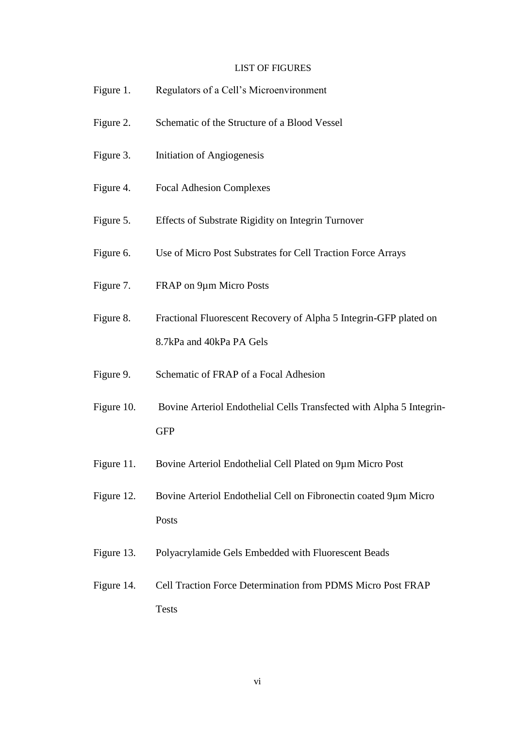# LIST OF FIGURES

| | |
|---|---|
| Figure 1. | Regulators of a Cell's Microenvironment |
| Figure 2. | Schematic of the Structure of a Blood Vessel |
| Figure 3. | Initiation of Angiogenesis |
| Figure 4. | Focal Adhesion Complexes |
| Figure 5. | Effects of Substrate Rigidity on Integrin Turnover |
| Figure 6. | Use of Micro Post Substrates for Cell Traction Force Arrays |
| Figure 7. | FRAP on 9µm Micro Posts |
| Figure 8. | Fractional Fluorescent Recovery of Alpha 5 Integrin-GFP plated on 8.7kPa and 40kPa PA Gels |
| Figure 9. | Schematic of FRAP of a Focal Adhesion |
| Figure 10. | Bovine Arteriol Endothelial Cells Transfected with Alpha 5 Integrin-GFP |
| Figure 11. | Bovine Arteriol Endothelial Cell Plated on 9µm Micro Post |
| Figure 12. | Bovine Arteriol Endothelial Cell on Fibronectin coated 9µm Micro Posts |
| Figure 13. | Polyacrylamide Gels Embedded with Fluorescent Beads |
| Figure 14. | Cell Traction Force Determination from PDMS Micro Post FRAP Tests |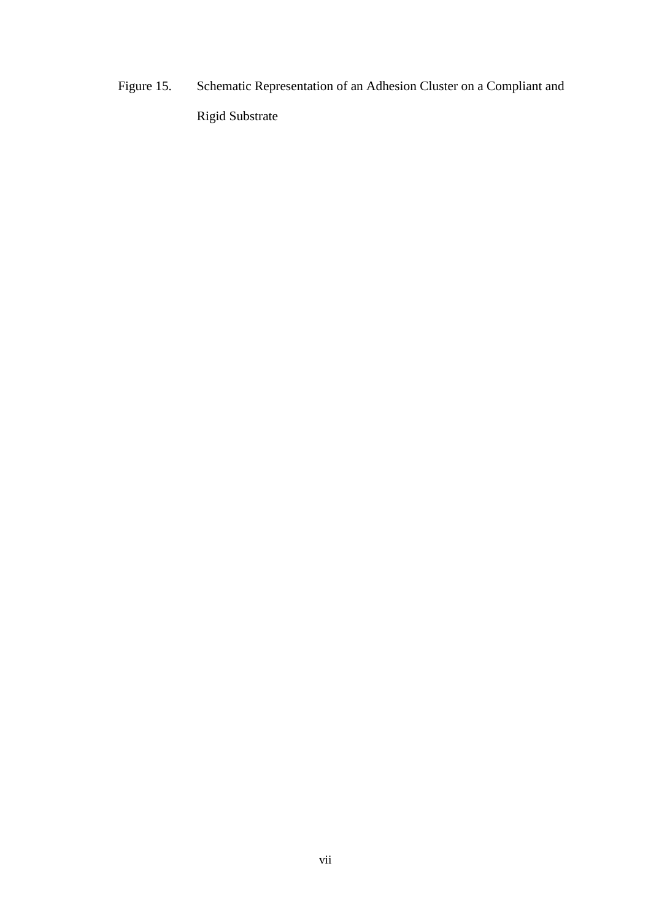Figure 15. Schematic Representation of an Adhesion Cluster on a Compliant and Rigid Substrate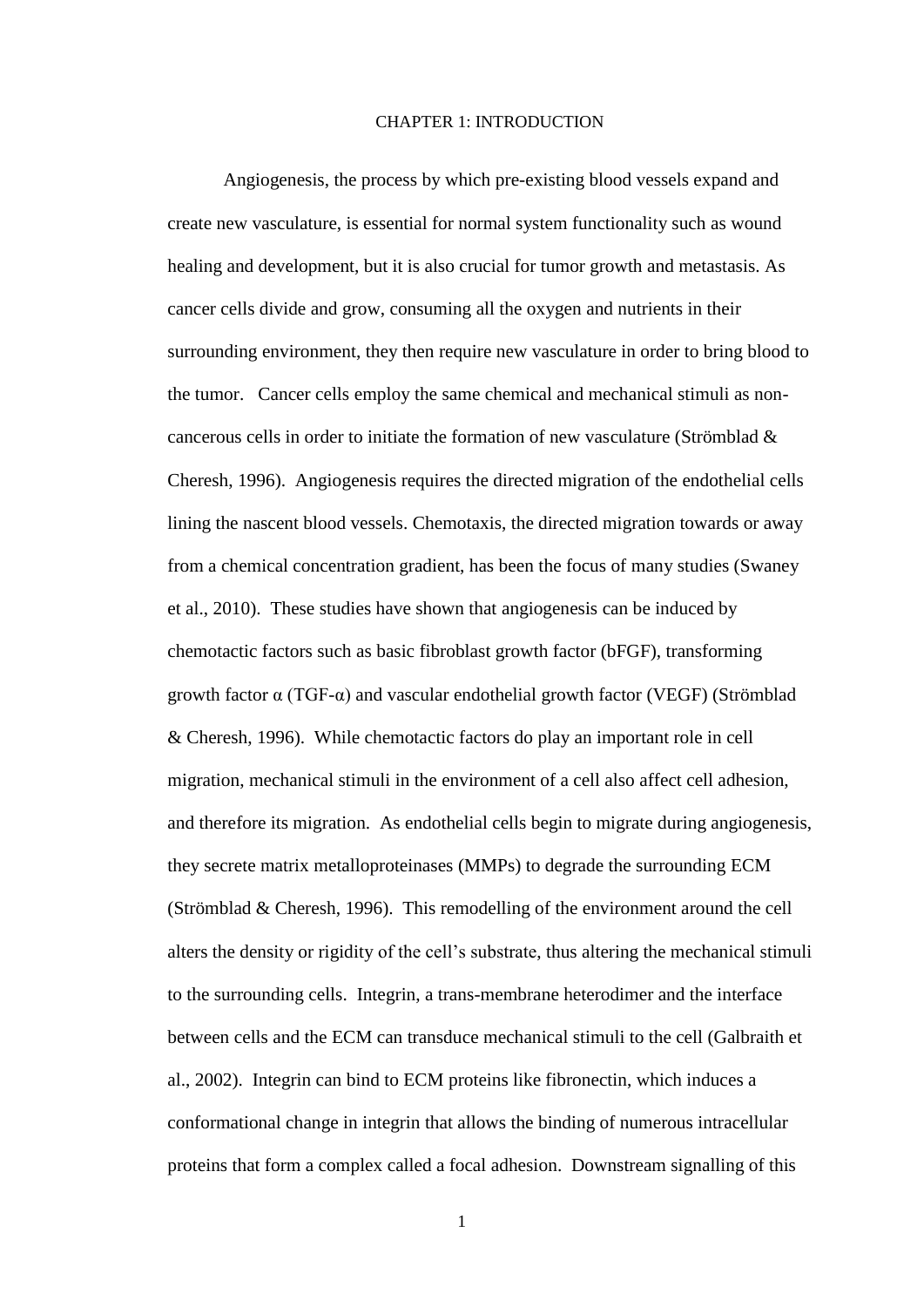# CHAPTER 1: INTRODUCTION

Angiogenesis, the process by which pre-existing blood vessels expand and create new vasculature, is essential for normal system functionality such as wound healing and development, but it is also crucial for tumor growth and metastasis. As cancer cells divide and grow, consuming all the oxygen and nutrients in their surrounding environment, they then require new vasculature in order to bring blood to the tumor. Cancer cells employ the same chemical and mechanical stimuli as non-cancerous cells in order to initiate the formation of new vasculature (Strömblad & Cheresh, 1996). Angiogenesis requires the directed migration of the endothelial cells lining the nascent blood vessels. Chemotaxis, the directed migration towards or away from a chemical concentration gradient, has been the focus of many studies (Swaney et al., 2010). These studies have shown that angiogenesis can be induced by chemotactic factors such as basic fibroblast growth factor (bFGF), transforming growth factor α (TGF-α) and vascular endothelial growth factor (VEGF) (Strömblad & Cheresh, 1996). While chemotactic factors do play an important role in cell migration, mechanical stimuli in the environment of a cell also affect cell adhesion, and therefore its migration. As endothelial cells begin to migrate during angiogenesis, they secrete matrix metalloproteinases (MMPs) to degrade the surrounding ECM (Strömblad & Cheresh, 1996). This remodelling of the environment around the cell alters the density or rigidity of the cell's substrate, thus altering the mechanical stimuli to the surrounding cells. Integrin, a trans-membrane heterodimer and the interface between cells and the ECM can transduce mechanical stimuli to the cell (Galbraith et al., 2002). Integrin can bind to ECM proteins like fibronectin, which induces a conformational change in integrin that allows the binding of numerous intracellular proteins that form a complex called a focal adhesion. Downstream signalling of this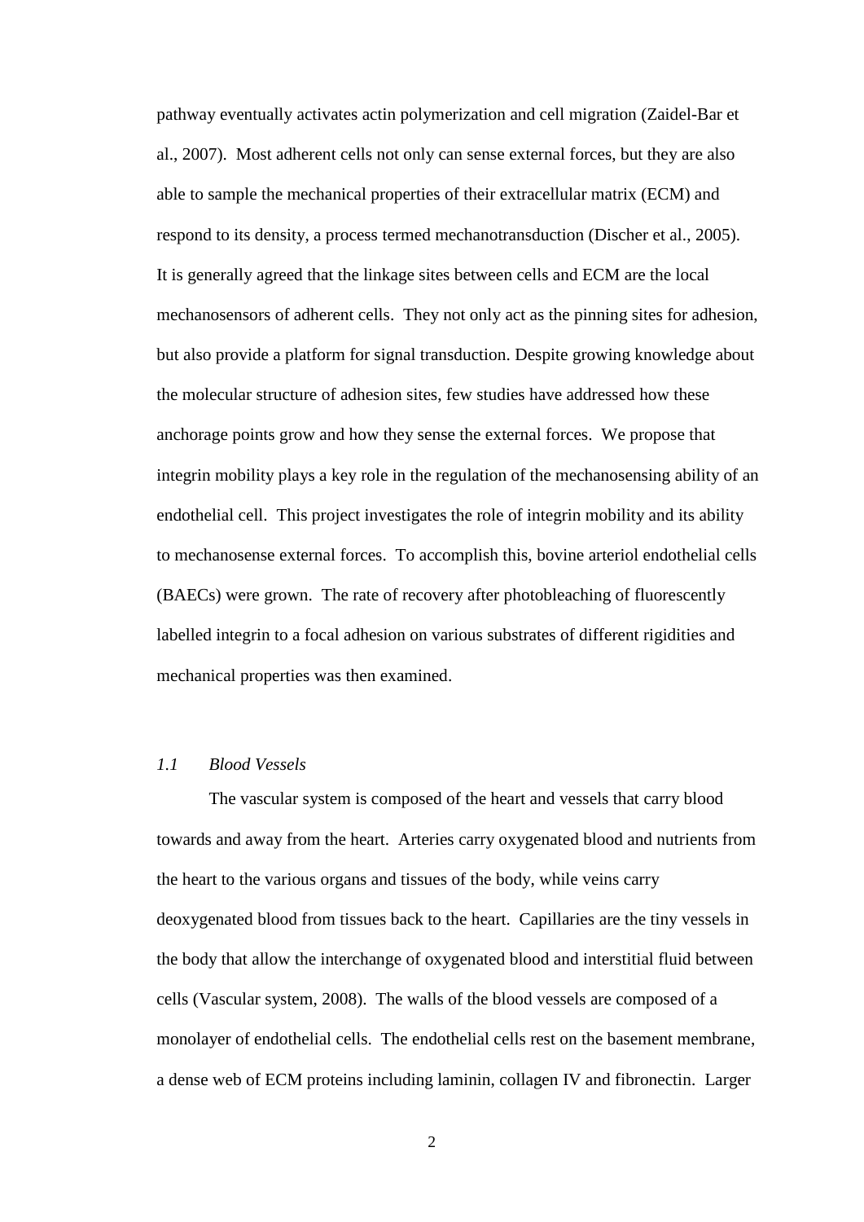pathway eventually activates actin polymerization and cell migration (Zaidel-Bar et al., 2007). Most adherent cells not only can sense external forces, but they are also able to sample the mechanical properties of their extracellular matrix (ECM) and respond to its density, a process termed mechanotransduction (Discher et al., 2005). It is generally agreed that the linkage sites between cells and ECM are the local mechanosensors of adherent cells. They not only act as the pinning sites for adhesion, but also provide a platform for signal transduction. Despite growing knowledge about the molecular structure of adhesion sites, few studies have addressed how these anchorage points grow and how they sense the external forces. We propose that integrin mobility plays a key role in the regulation of the mechanosensing ability of an endothelial cell. This project investigates the role of integrin mobility and its ability to mechanosense external forces. To accomplish this, bovine arteriol endothelial cells (BAECs) were grown. The rate of recovery after photobleaching of fluorescently labelled integrin to a focal adhesion on various substrates of different rigidities and mechanical properties was then examined.

### *1.1 Blood Vessels*

The vascular system is composed of the heart and vessels that carry blood towards and away from the heart. Arteries carry oxygenated blood and nutrients from the heart to the various organs and tissues of the body, while veins carry deoxygenated blood from tissues back to the heart. Capillaries are the tiny vessels in the body that allow the interchange of oxygenated blood and interstitial fluid between cells (Vascular system, 2008). The walls of the blood vessels are composed of a monolayer of endothelial cells. The endothelial cells rest on the basement membrane, a dense web of ECM proteins including laminin, collagen IV and fibronectin. Larger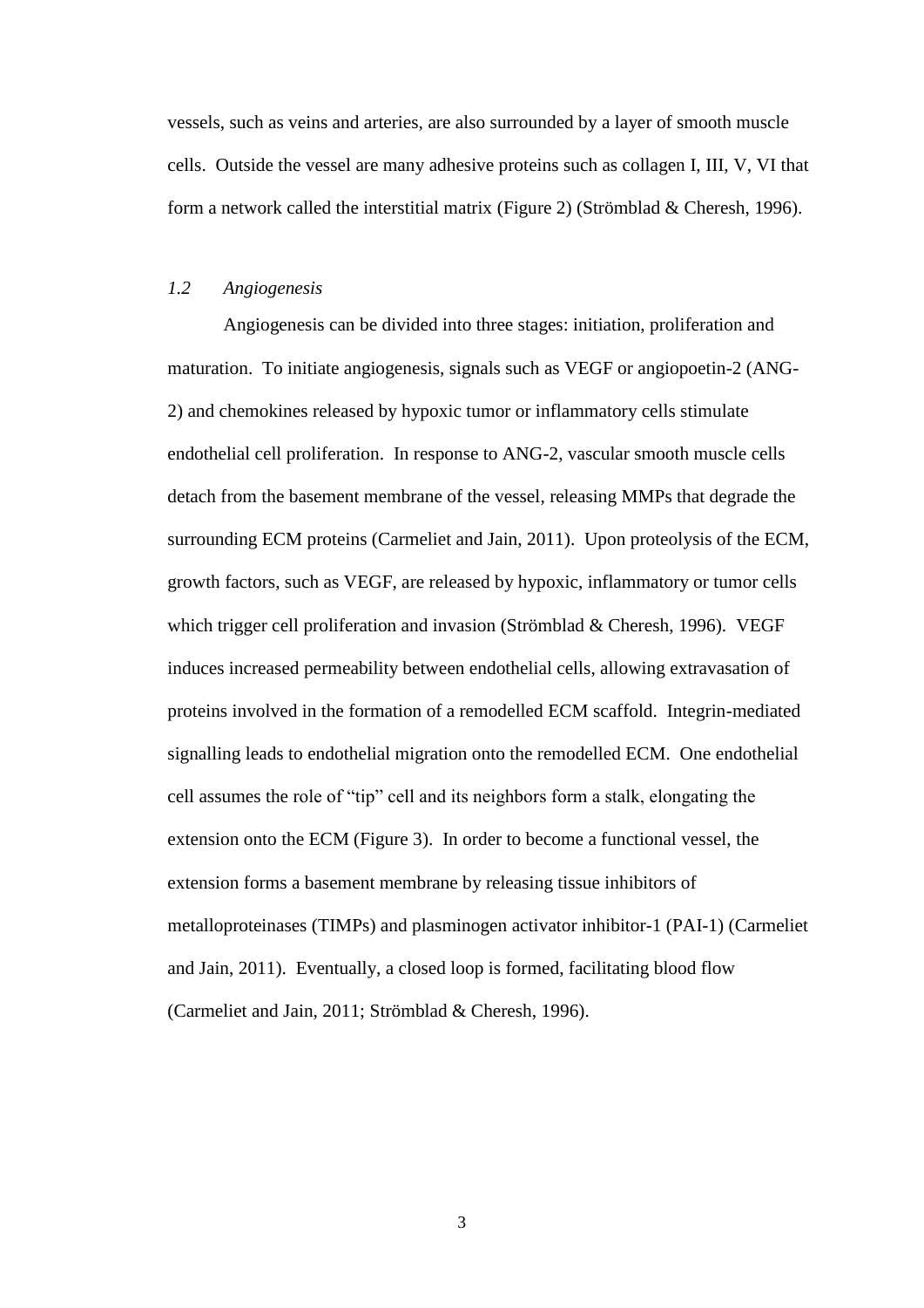vessels, such as veins and arteries, are also surrounded by a layer of smooth muscle cells. Outside the vessel are many adhesive proteins such as collagen I, III, V, VI that form a network called the interstitial matrix (Figure 2) (Strömblad & Cheresh, 1996).

### *1.2 Angiogenesis*

Angiogenesis can be divided into three stages: initiation, proliferation and maturation. To initiate angiogenesis, signals such as VEGF or angiopoetin-2 (ANG-2) and chemokines released by hypoxic tumor or inflammatory cells stimulate endothelial cell proliferation. In response to ANG-2, vascular smooth muscle cells detach from the basement membrane of the vessel, releasing MMPs that degrade the surrounding ECM proteins (Carmeliet and Jain, 2011). Upon proteolysis of the ECM, growth factors, such as VEGF, are released by hypoxic, inflammatory or tumor cells which trigger cell proliferation and invasion (Strömblad & Cheresh, 1996). VEGF induces increased permeability between endothelial cells, allowing extravasation of proteins involved in the formation of a remodelled ECM scaffold. Integrin-mediated signalling leads to endothelial migration onto the remodelled ECM. One endothelial cell assumes the role of "tip" cell and its neighbors form a stalk, elongating the extension onto the ECM (Figure 3). In order to become a functional vessel, the extension forms a basement membrane by releasing tissue inhibitors of metalloproteinases (TIMPs) and plasminogen activator inhibitor-1 (PAI-1) (Carmeliet and Jain, 2011). Eventually, a closed loop is formed, facilitating blood flow (Carmeliet and Jain, 2011; Strömblad & Cheresh, 1996).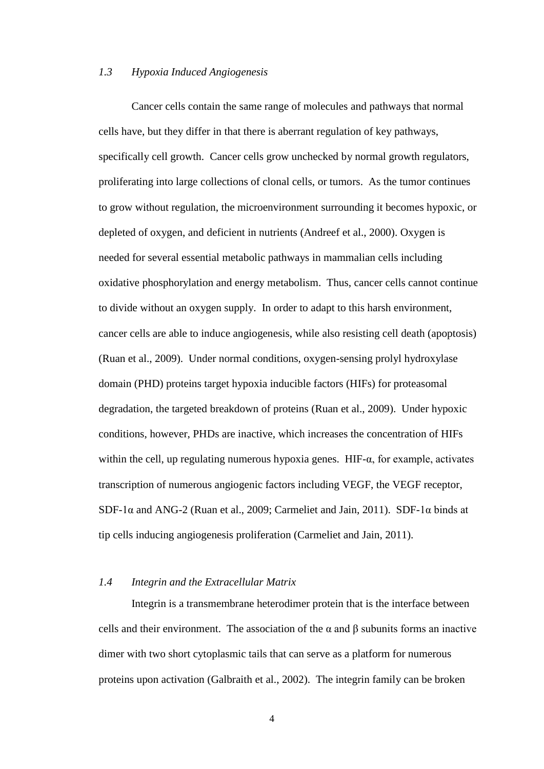### *1.3 Hypoxia Induced Angiogenesis*

Cancer cells contain the same range of molecules and pathways that normal cells have, but they differ in that there is aberrant regulation of key pathways, specifically cell growth. Cancer cells grow unchecked by normal growth regulators, proliferating into large collections of clonal cells, or tumors. As the tumor continues to grow without regulation, the microenvironment surrounding it becomes hypoxic, or depleted of oxygen, and deficient in nutrients (Andreef et al., 2000). Oxygen is needed for several essential metabolic pathways in mammalian cells including oxidative phosphorylation and energy metabolism. Thus, cancer cells cannot continue to divide without an oxygen supply. In order to adapt to this harsh environment, cancer cells are able to induce angiogenesis, while also resisting cell death (apoptosis) (Ruan et al., 2009). Under normal conditions, oxygen-sensing prolyl hydroxylase domain (PHD) proteins target hypoxia inducible factors (HIFs) for proteasomal degradation, the targeted breakdown of proteins (Ruan et al., 2009). Under hypoxic conditions, however, PHDs are inactive, which increases the concentration of HIFs within the cell, up regulating numerous hypoxia genes. HIF-α, for example, activates transcription of numerous angiogenic factors including VEGF, the VEGF receptor, SDF-1α and ANG-2 (Ruan et al., 2009; Carmeliet and Jain, 2011). SDF-1α binds at tip cells inducing angiogenesis proliferation (Carmeliet and Jain, 2011).

### *1.4 Integrin and the Extracellular Matrix*

Integrin is a transmembrane heterodimer protein that is the interface between cells and their environment. The association of the α and β subunits forms an inactive dimer with two short cytoplasmic tails that can serve as a platform for numerous proteins upon activation (Galbraith et al., 2002). The integrin family can be broken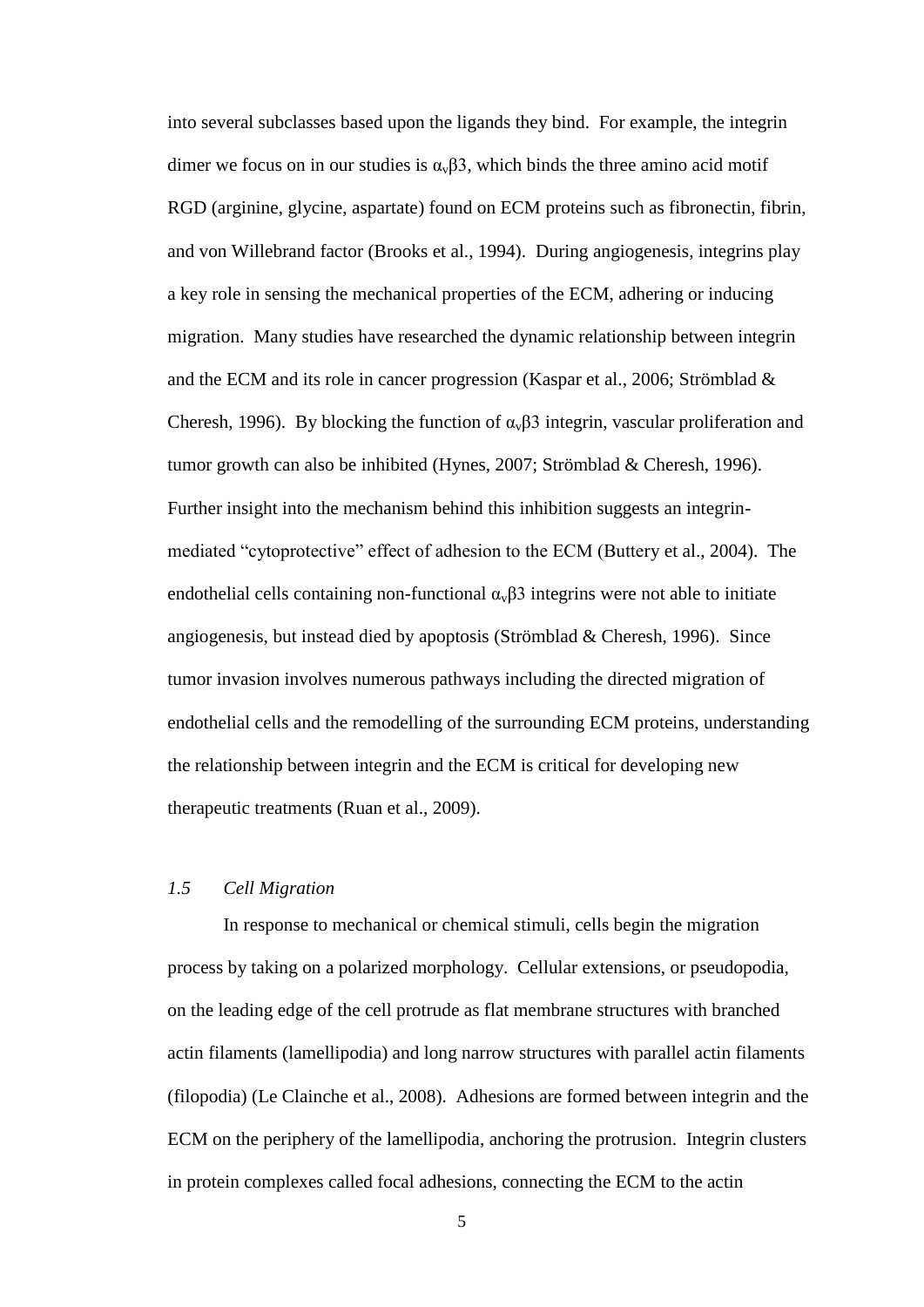into several subclasses based upon the ligands they bind. For example, the integrin dimer we focus on in our studies is $\alpha_v\beta3$, which binds the three amino acid motif RGD (arginine, glycine, aspartate) found on ECM proteins such as fibronectin, fibrin, and von Willebrand factor (Brooks et al., 1994). During angiogenesis, integrins play a key role in sensing the mechanical properties of the ECM, adhering or inducing migration. Many studies have researched the dynamic relationship between integrin and the ECM and its role in cancer progression (Kaspar et al., 2006; Strömblad & Cheresh, 1996). By blocking the function of $\alpha_v\beta3$ integrin, vascular proliferation and tumor growth can also be inhibited (Hynes, 2007; Strömblad & Cheresh, 1996). Further insight into the mechanism behind this inhibition suggests an integrin-mediated "cytoprotective" effect of adhesion to the ECM (Buttery et al., 2004). The endothelial cells containing non-functional $\alpha_v\beta3$ integrins were not able to initiate angiogenesis, but instead died by apoptosis (Strömblad & Cheresh, 1996). Since tumor invasion involves numerous pathways including the directed migration of endothelial cells and the remodelling of the surrounding ECM proteins, understanding the relationship between integrin and the ECM is critical for developing new therapeutic treatments (Ruan et al., 2009).

### *1.5 Cell Migration*

In response to mechanical or chemical stimuli, cells begin the migration process by taking on a polarized morphology. Cellular extensions, or pseudopodia, on the leading edge of the cell protrude as flat membrane structures with branched actin filaments (lamellipodia) and long narrow structures with parallel actin filaments (filopodia) (Le Clainche et al., 2008). Adhesions are formed between integrin and the ECM on the periphery of the lamellipodia, anchoring the protrusion. Integrin clusters in protein complexes called focal adhesions, connecting the ECM to the actin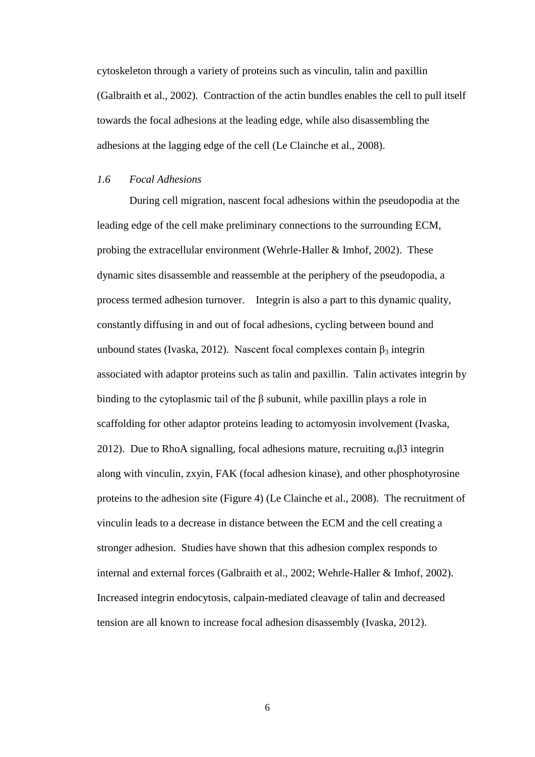cytoskeleton through a variety of proteins such as vinculin, talin and paxillin (Galbraith et al., 2002). Contraction of the actin bundles enables the cell to pull itself towards the focal adhesions at the leading edge, while also disassembling the adhesions at the lagging edge of the cell (Le Clainche et al., 2008).

### *1.6 Focal Adhesions*

During cell migration, nascent focal adhesions within the pseudopodia at the leading edge of the cell make preliminary connections to the surrounding ECM, probing the extracellular environment (Wehrle-Haller & Imhof, 2002). These dynamic sites disassemble and reassemble at the periphery of the pseudopodia, a process termed adhesion turnover. Integrin is also a part to this dynamic quality, constantly diffusing in and out of focal adhesions, cycling between bound and unbound states (Ivaska, 2012). Nascent focal complexes contain $\beta_3$ integrin associated with adaptor proteins such as talin and paxillin. Talin activates integrin by binding to the cytoplasmic tail of the β subunit, while paxillin plays a role in scaffolding for other adaptor proteins leading to actomyosin involvement (Ivaska, 2012). Due to RhoA signalling, focal adhesions mature, recruiting $\alpha_v\beta3$ integrin along with vinculin, zxyin, FAK (focal adhesion kinase), and other phosphotyrosine proteins to the adhesion site (Figure 4) (Le Clainche et al., 2008). The recruitment of vinculin leads to a decrease in distance between the ECM and the cell creating a stronger adhesion. Studies have shown that this adhesion complex responds to internal and external forces (Galbraith et al., 2002; Wehrle-Haller & Imhof, 2002). Increased integrin endocytosis, calpain-mediated cleavage of talin and decreased tension are all known to increase focal adhesion disassembly (Ivaska, 2012).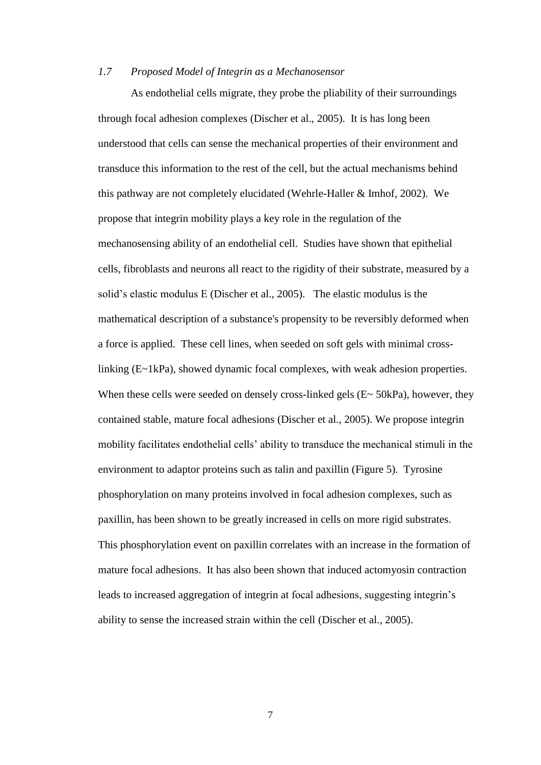### *1.7 Proposed Model of Integrin as a Mechanosensor*

As endothelial cells migrate, they probe the pliability of their surroundings through focal adhesion complexes (Discher et al., 2005). It is has long been understood that cells can sense the mechanical properties of their environment and transduce this information to the rest of the cell, but the actual mechanisms behind this pathway are not completely elucidated (Wehrle-Haller & Imhof, 2002). We propose that integrin mobility plays a key role in the regulation of the mechanosensing ability of an endothelial cell. Studies have shown that epithelial cells, fibroblasts and neurons all react to the rigidity of their substrate, measured by a solid's elastic modulus E (Discher et al., 2005). The elastic modulus is the mathematical description of a substance's propensity to be reversibly deformed when a force is applied. These cell lines, when seeded on soft gels with minimal cross-linking (E~1kPa), showed dynamic focal complexes, with weak adhesion properties. When these cells were seeded on densely cross-linked gels (E~ 50kPa), however, they contained stable, mature focal adhesions (Discher et al., 2005). We propose integrin mobility facilitates endothelial cells' ability to transduce the mechanical stimuli in the environment to adaptor proteins such as talin and paxillin (Figure 5). Tyrosine phosphorylation on many proteins involved in focal adhesion complexes, such as paxillin, has been shown to be greatly increased in cells on more rigid substrates. This phosphorylation event on paxillin correlates with an increase in the formation of mature focal adhesions. It has also been shown that induced actomyosin contraction leads to increased aggregation of integrin at focal adhesions, suggesting integrin's ability to sense the increased strain within the cell (Discher et al., 2005).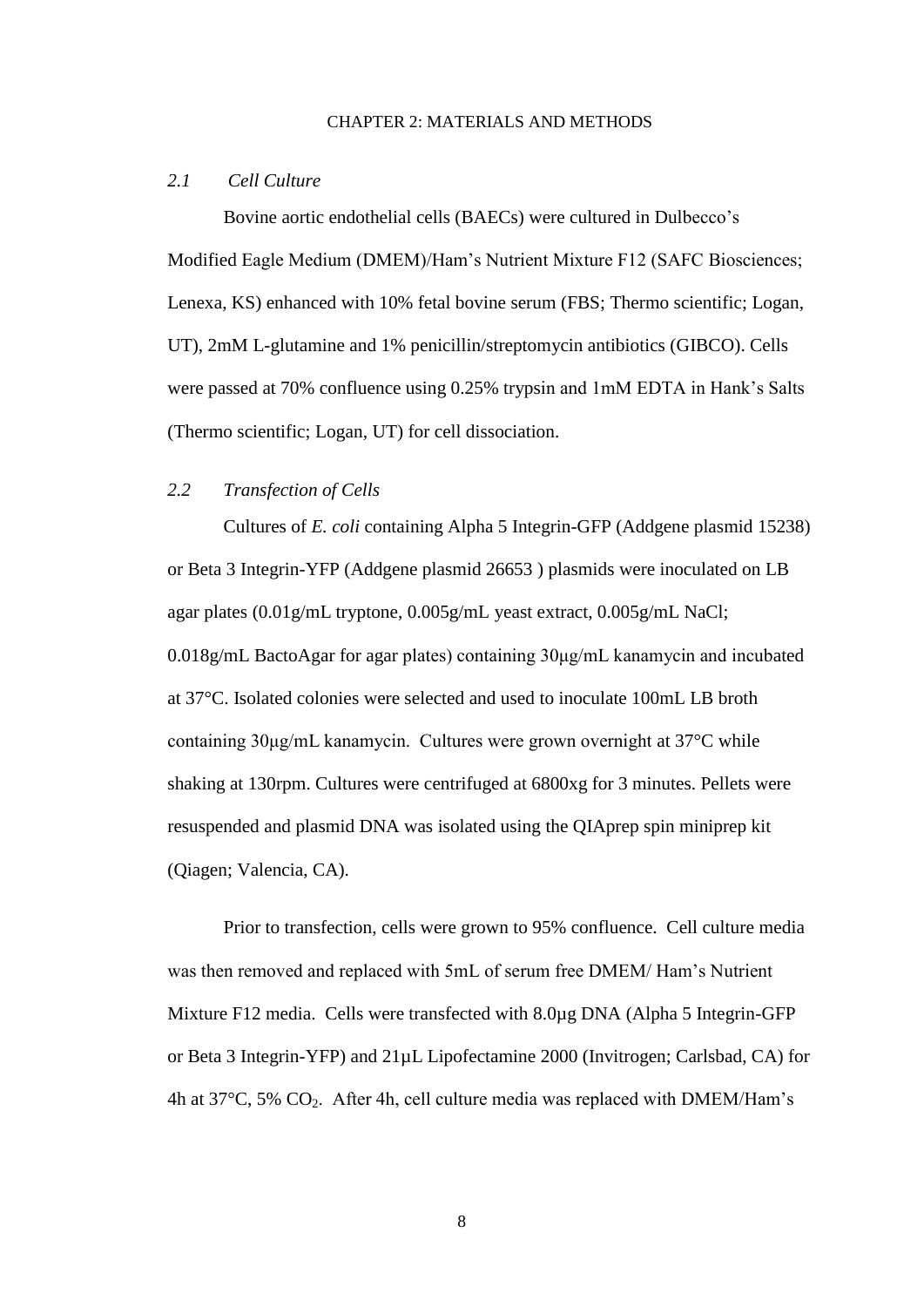# CHAPTER 2: MATERIALS AND METHODS

## *2.1 Cell Culture*

Bovine aortic endothelial cells (BAECs) were cultured in Dulbecco's Modified Eagle Medium (DMEM)/Ham's Nutrient Mixture F12 (SAFC Biosciences; Lenexa, KS) enhanced with 10% fetal bovine serum (FBS; Thermo scientific; Logan, UT), 2mM L-glutamine and 1% penicillin/streptomycin antibiotics (GIBCO). Cells were passed at 70% confluence using 0.25% trypsin and 1mM EDTA in Hank's Salts (Thermo scientific; Logan, UT) for cell dissociation.

## *2.2 Transfection of Cells*

Cultures of *E. coli* containing Alpha 5 Integrin-GFP (Addgene plasmid 15238) or Beta 3 Integrin-YFP (Addgene plasmid 26653 ) plasmids were inoculated on LB agar plates (0.01g/mL tryptone, 0.005g/mL yeast extract, 0.005g/mL NaCl; 0.018g/mL BactoAgar for agar plates) containing 30μg/mL kanamycin and incubated at 37°C. Isolated colonies were selected and used to inoculate 100mL LB broth containing 30μg/mL kanamycin. Cultures were grown overnight at 37°C while shaking at 130rpm. Cultures were centrifuged at 6800xg for 3 minutes. Pellets were resuspended and plasmid DNA was isolated using the QIAprep spin miniprep kit (Qiagen; Valencia, CA).

Prior to transfection, cells were grown to 95% confluence. Cell culture media was then removed and replaced with 5mL of serum free DMEM/ Ham's Nutrient Mixture F12 media. Cells were transfected with 8.0μg DNA (Alpha 5 Integrin-GFP or Beta 3 Integrin-YFP) and 21μL Lipofectamine 2000 (Invitrogen; Carlsbad, CA) for 4h at 37°C, 5% $CO_2$. After 4h, cell culture media was replaced with DMEM/Ham's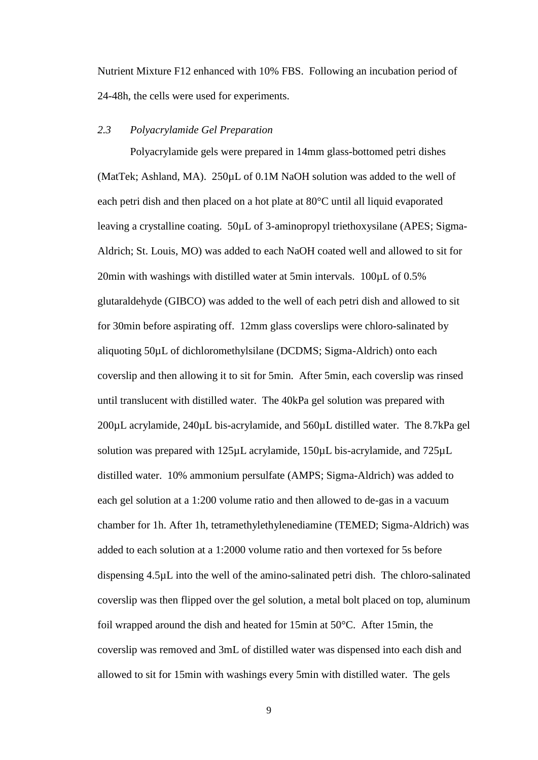Nutrient Mixture F12 enhanced with 10% FBS. Following an incubation period of 24-48h, the cells were used for experiments.

### *2.3 Polyacrylamide Gel Preparation*

Polyacrylamide gels were prepared in 14mm glass-bottomed petri dishes (MatTek; Ashland, MA). 250µL of 0.1M NaOH solution was added to the well of each petri dish and then placed on a hot plate at 80°C until all liquid evaporated leaving a crystalline coating. 50µL of 3-aminopropyl triethoxysilane (APES; Sigma-Aldrich; St. Louis, MO) was added to each NaOH coated well and allowed to sit for 20min with washings with distilled water at 5min intervals. 100µL of 0.5% glutaraldehyde (GIBCO) was added to the well of each petri dish and allowed to sit for 30min before aspirating off. 12mm glass coverslips were chloro-salinated by aliquoting 50µL of dichloromethylsilane (DCDMS; Sigma-Aldrich) onto each coverslip and then allowing it to sit for 5min. After 5min, each coverslip was rinsed until translucent with distilled water. The 40kPa gel solution was prepared with 200µL acrylamide, 240µL bis-acrylamide, and 560µL distilled water. The 8.7kPa gel solution was prepared with 125µL acrylamide, 150µL bis-acrylamide, and 725µL distilled water. 10% ammonium persulfate (AMPS; Sigma-Aldrich) was added to each gel solution at a 1:200 volume ratio and then allowed to de-gas in a vacuum chamber for 1h. After 1h, tetramethylethylenediamine (TEMED; Sigma-Aldrich) was added to each solution at a 1:2000 volume ratio and then vortexed for 5s before dispensing 4.5µL into the well of the amino-salinated petri dish. The chloro-salinated coverslip was then flipped over the gel solution, a metal bolt placed on top, aluminum foil wrapped around the dish and heated for 15min at 50°C. After 15min, the coverslip was removed and 3mL of distilled water was dispensed into each dish and allowed to sit for 15min with washings every 5min with distilled water. The gels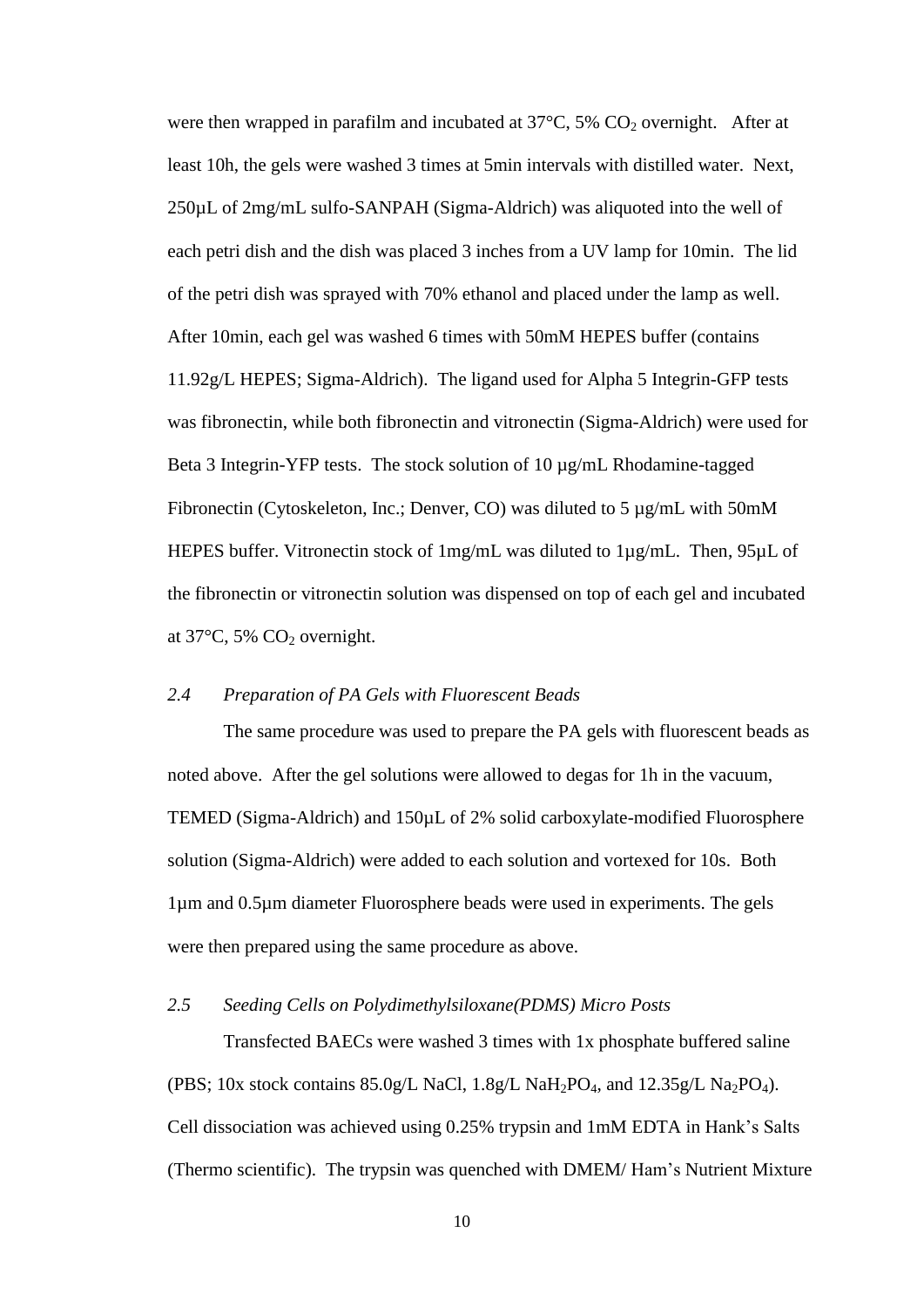were then wrapped in parafilm and incubated at 37°C, 5% $CO_2$ overnight. After at least 10h, the gels were washed 3 times at 5min intervals with distilled water. Next, 250µL of 2mg/mL sulfo-SANPAH (Sigma-Aldrich) was aliquoted into the well of each petri dish and the dish was placed 3 inches from a UV lamp for 10min. The lid of the petri dish was sprayed with 70% ethanol and placed under the lamp as well. After 10min, each gel was washed 6 times with 50mM HEPES buffer (contains 11.92g/L HEPES; Sigma-Aldrich). The ligand used for Alpha 5 Integrin-GFP tests was fibronectin, while both fibronectin and vitronectin (Sigma-Aldrich) were used for Beta 3 Integrin-YFP tests. The stock solution of 10 µg/mL Rhodamine-tagged Fibronectin (Cytoskeleton, Inc.; Denver, CO) was diluted to 5 µg/mL with 50mM HEPES buffer. Vitronectin stock of 1mg/mL was diluted to 1µg/mL. Then, 95µL of the fibronectin or vitronectin solution was dispensed on top of each gel and incubated at 37°C, 5% $CO_2$ overnight.

### *2.4 Preparation of PA Gels with Fluorescent Beads*

The same procedure was used to prepare the PA gels with fluorescent beads as noted above. After the gel solutions were allowed to degas for 1h in the vacuum, TEMED (Sigma-Aldrich) and 150µL of 2% solid carboxylate-modified Fluorosphere solution (Sigma-Aldrich) were added to each solution and vortexed for 10s. Both 1µm and 0.5µm diameter Fluorosphere beads were used in experiments. The gels were then prepared using the same procedure as above.

### *2.5 Seeding Cells on Polydimethylsiloxane(PDMS) Micro Posts*

Transfected BAECs were washed 3 times with 1x phosphate buffered saline (PBS; 10x stock contains 85.0g/L NaCl, 1.8g/L $NaH_2PO_4$, and 12.35g/L $Na_2PO_4$). Cell dissociation was achieved using 0.25% trypsin and 1mM EDTA in Hank's Salts (Thermo scientific). The trypsin was quenched with DMEM/ Ham's Nutrient Mixture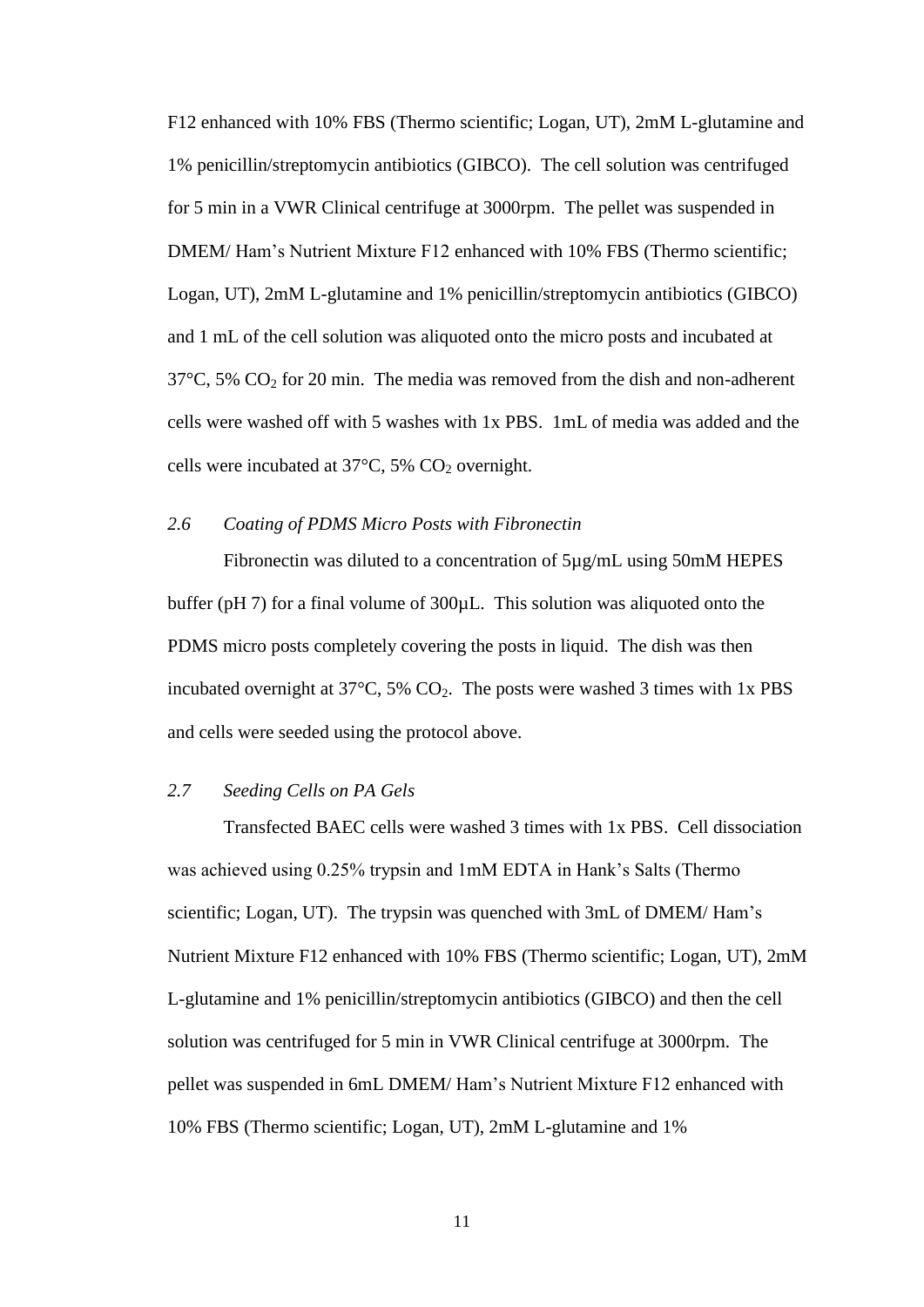F12 enhanced with 10% FBS (Thermo scientific; Logan, UT), 2mM L-glutamine and 1% penicillin/streptomycin antibiotics (GIBCO). The cell solution was centrifuged for 5 min in a VWR Clinical centrifuge at 3000rpm. The pellet was suspended in DMEM/ Ham's Nutrient Mixture F12 enhanced with 10% FBS (Thermo scientific; Logan, UT), 2mM L-glutamine and 1% penicillin/streptomycin antibiotics (GIBCO) and 1 mL of the cell solution was aliquoted onto the micro posts and incubated at 37°C, 5% $CO_2$ for 20 min. The media was removed from the dish and non-adherent cells were washed off with 5 washes with 1x PBS. 1mL of media was added and the cells were incubated at 37°C, 5% $CO_2$ overnight.

### *2.6 Coating of PDMS Micro Posts with Fibronectin*

Fibronectin was diluted to a concentration of 5µg/mL using 50mM HEPES buffer (pH 7) for a final volume of 300µL. This solution was aliquoted onto the PDMS micro posts completely covering the posts in liquid. The dish was then incubated overnight at 37°C, 5% $CO_2$. The posts were washed 3 times with 1x PBS and cells were seeded using the protocol above.

### *2.7 Seeding Cells on PA Gels*

Transfected BAEC cells were washed 3 times with 1x PBS. Cell dissociation was achieved using 0.25% trypsin and 1mM EDTA in Hank's Salts (Thermo scientific; Logan, UT). The trypsin was quenched with 3mL of DMEM/ Ham's Nutrient Mixture F12 enhanced with 10% FBS (Thermo scientific; Logan, UT), 2mM L-glutamine and 1% penicillin/streptomycin antibiotics (GIBCO) and then the cell solution was centrifuged for 5 min in VWR Clinical centrifuge at 3000rpm. The pellet was suspended in 6mL DMEM/ Ham's Nutrient Mixture F12 enhanced with 10% FBS (Thermo scientific; Logan, UT), 2mM L-glutamine and 1%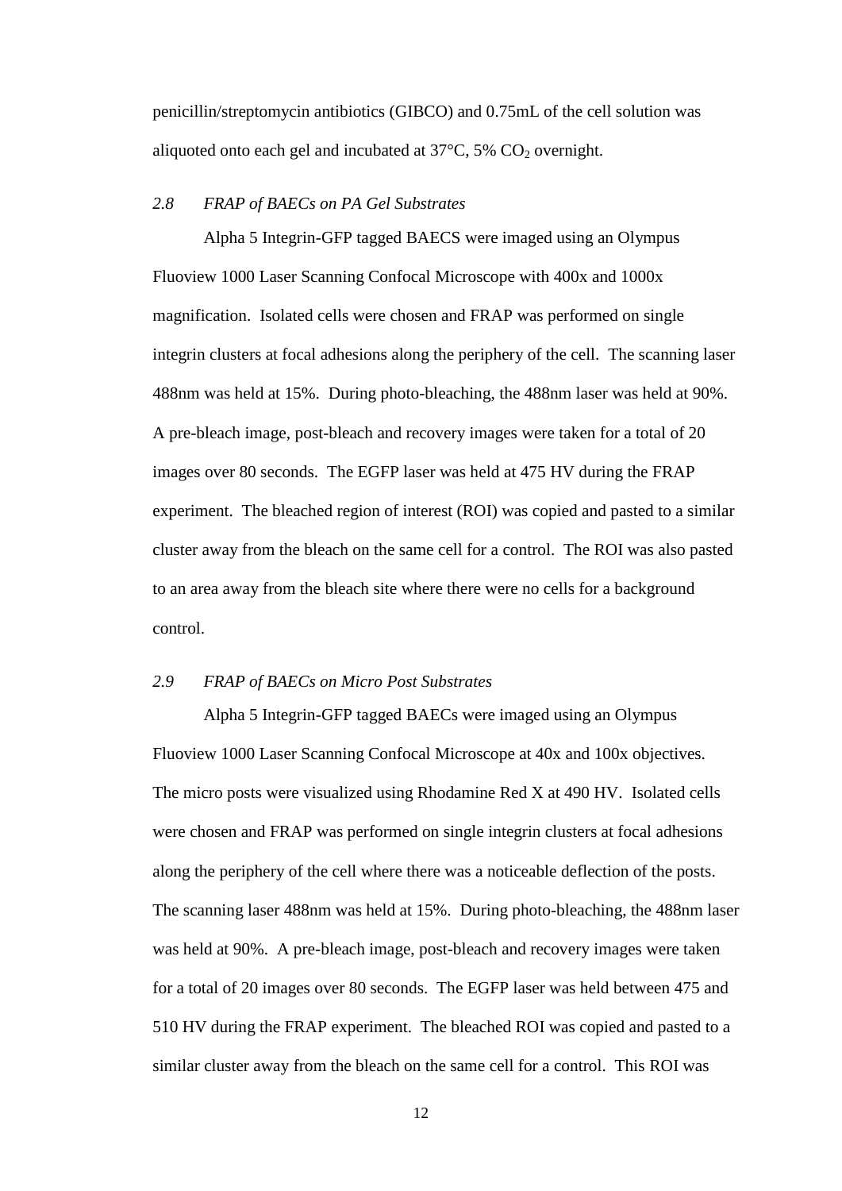penicillin/streptomycin antibiotics (GIBCO) and 0.75mL of the cell solution was aliquoted onto each gel and incubated at 37°C, 5% $CO_2$ overnight.

### *2.8 FRAP of BAECs on PA Gel Substrates*

Alpha 5 Integrin-GFP tagged BAECS were imaged using an Olympus Fluoview 1000 Laser Scanning Confocal Microscope with 400x and 1000x magnification. Isolated cells were chosen and FRAP was performed on single integrin clusters at focal adhesions along the periphery of the cell. The scanning laser 488nm was held at 15%. During photo-bleaching, the 488nm laser was held at 90%. A pre-bleach image, post-bleach and recovery images were taken for a total of 20 images over 80 seconds. The EGFP laser was held at 475 HV during the FRAP experiment. The bleached region of interest (ROI) was copied and pasted to a similar cluster away from the bleach on the same cell for a control. The ROI was also pasted to an area away from the bleach site where there were no cells for a background control.

### *2.9 FRAP of BAECs on Micro Post Substrates*

Alpha 5 Integrin-GFP tagged BAECs were imaged using an Olympus Fluoview 1000 Laser Scanning Confocal Microscope at 40x and 100x objectives. The micro posts were visualized using Rhodamine Red X at 490 HV. Isolated cells were chosen and FRAP was performed on single integrin clusters at focal adhesions along the periphery of the cell where there was a noticeable deflection of the posts. The scanning laser 488nm was held at 15%. During photo-bleaching, the 488nm laser was held at 90%. A pre-bleach image, post-bleach and recovery images were taken for a total of 20 images over 80 seconds. The EGFP laser was held between 475 and 510 HV during the FRAP experiment. The bleached ROI was copied and pasted to a similar cluster away from the bleach on the same cell for a control. This ROI was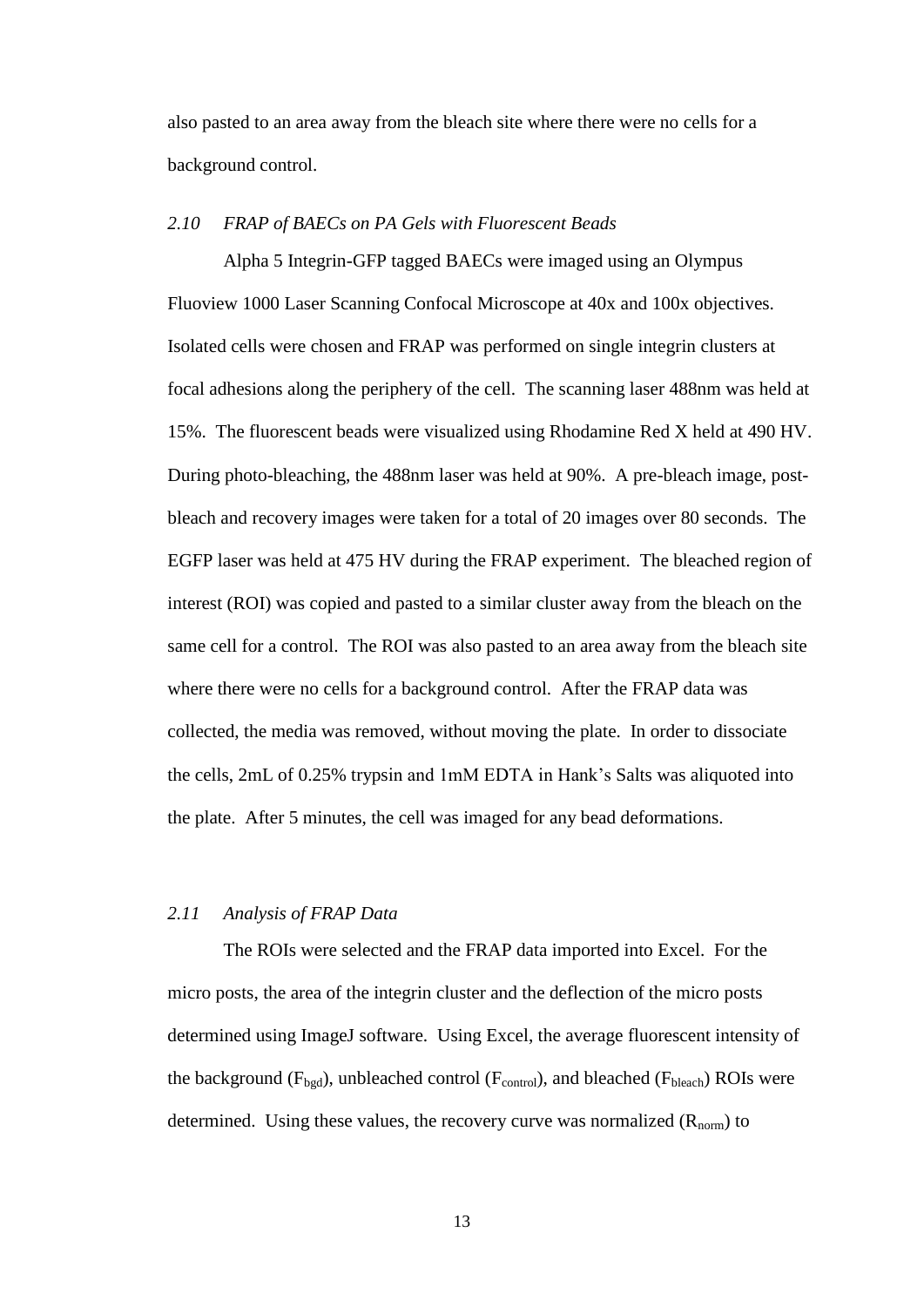also pasted to an area away from the bleach site where there were no cells for a background control.

### *2.10 FRAP of BAECs on PA Gels with Fluorescent Beads*

Alpha 5 Integrin-GFP tagged BAECs were imaged using an Olympus Fluoview 1000 Laser Scanning Confocal Microscope at 40x and 100x objectives. Isolated cells were chosen and FRAP was performed on single integrin clusters at focal adhesions along the periphery of the cell. The scanning laser 488nm was held at 15%. The fluorescent beads were visualized using Rhodamine Red X held at 490 HV. During photo-bleaching, the 488nm laser was held at 90%. A pre-bleach image, post-bleach and recovery images were taken for a total of 20 images over 80 seconds. The EGFP laser was held at 475 HV during the FRAP experiment. The bleached region of interest (ROI) was copied and pasted to a similar cluster away from the bleach on the same cell for a control. The ROI was also pasted to an area away from the bleach site where there were no cells for a background control. After the FRAP data was collected, the media was removed, without moving the plate. In order to dissociate the cells, 2mL of 0.25% trypsin and 1mM EDTA in Hank's Salts was aliquoted into the plate. After 5 minutes, the cell was imaged for any bead deformations.

### *2.11 Analysis of FRAP Data*

The ROIs were selected and the FRAP data imported into Excel. For the micro posts, the area of the integrin cluster and the deflection of the micro posts determined using ImageJ software. Using Excel, the average fluorescent intensity of the background ($F_{bgd}$), unbleached control ($F_{control}$), and bleached ($F_{bleach}$) ROIs were determined. Using these values, the recovery curve was normalized ($R_{norm}$) to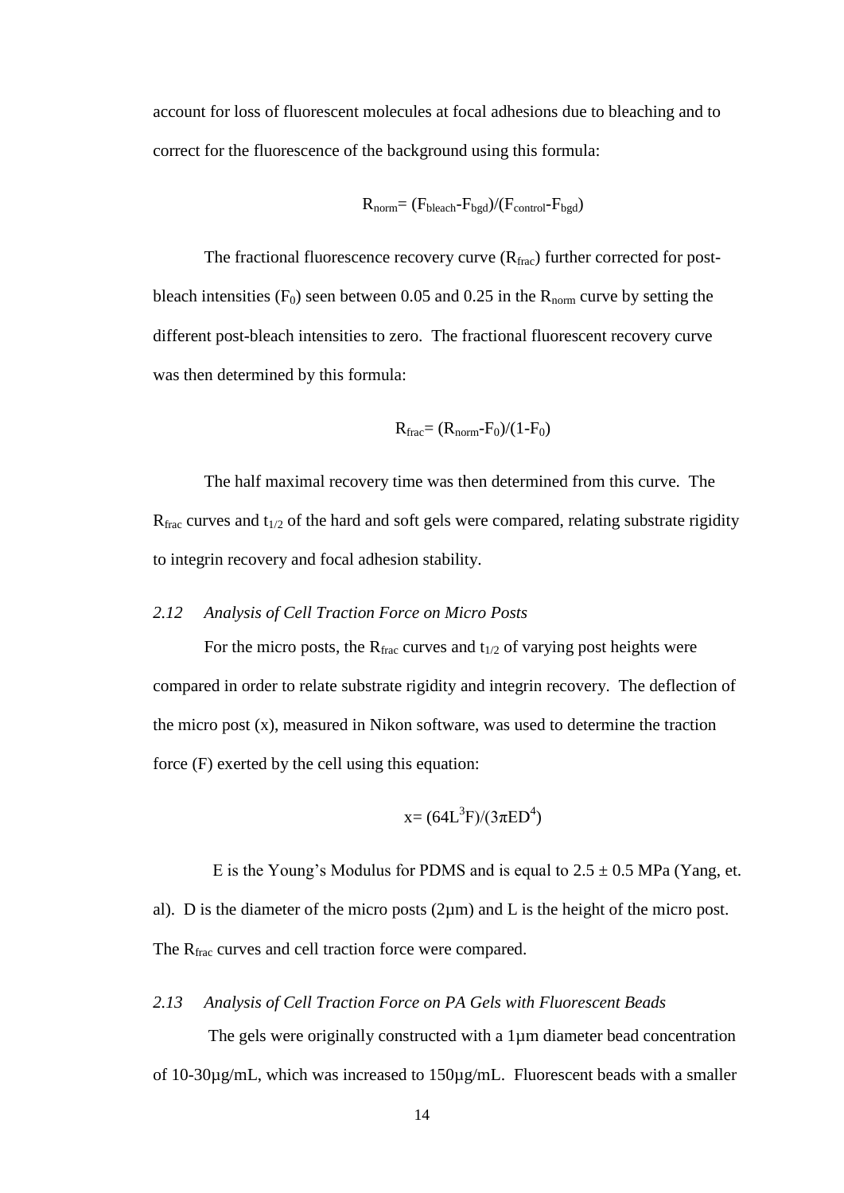account for loss of fluorescent molecules at focal adhesions due to bleaching and to correct for the fluorescence of the background using this formula:

$$R_{norm} = (F_{bleach} - F_{bgd})/(F_{control} - F_{bgd})$$

The fractional fluorescence recovery curve ($R_{frac}$) further corrected for post-bleach intensities ($F_0$) seen between 0.05 and 0.25 in the $R_{norm}$ curve by setting the different post-bleach intensities to zero. The fractional fluorescent recovery curve was then determined by this formula:

$$R_{frac} = (R_{norm} - F_0)/(1 - F_0)$$

The half maximal recovery time was then determined from this curve. The $R_{frac}$ curves and $t_{1/2}$ of the hard and soft gels were compared, relating substrate rigidity to integrin recovery and focal adhesion stability.

### *2.12 Analysis of Cell Traction Force on Micro Posts*

For the micro posts, the $R_{frac}$ curves and $t_{1/2}$ of varying post heights were compared in order to relate substrate rigidity and integrin recovery. The deflection of the micro post (x), measured in Nikon software, was used to determine the traction force (F) exerted by the cell using this equation:

$$x = (64L^3F)/(3\pi ED^4)$$

E is the Young's Modulus for PDMS and is equal to $2.5 \pm 0.5$ MPa (Yang, et. al). D is the diameter of the micro posts (2μm) and L is the height of the micro post. The $R_{frac}$ curves and cell traction force were compared.

### *2.13 Analysis of Cell Traction Force on PA Gels with Fluorescent Beads*

The gels were originally constructed with a 1μm diameter bead concentration of 10-30μg/mL, which was increased to 150μg/mL. Fluorescent beads with a smaller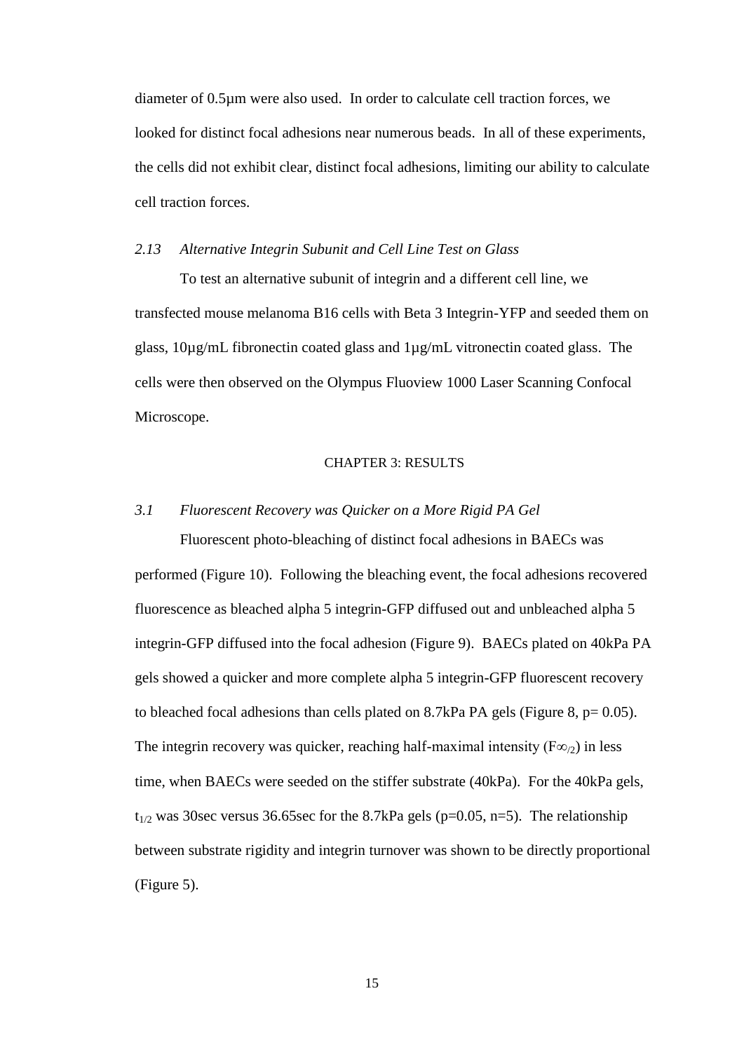diameter of 0.5µm were also used. In order to calculate cell traction forces, we looked for distinct focal adhesions near numerous beads. In all of these experiments, the cells did not exhibit clear, distinct focal adhesions, limiting our ability to calculate cell traction forces.

### *2.13 Alternative Integrin Subunit and Cell Line Test on Glass*

To test an alternative subunit of integrin and a different cell line, we transfected mouse melanoma B16 cells with Beta 3 Integrin-YFP and seeded them on glass, 10µg/mL fibronectin coated glass and 1µg/mL vitronectin coated glass. The cells were then observed on the Olympus Fluoview 1000 Laser Scanning Confocal Microscope.

## CHAPTER 3: RESULTS

### *3.1 Fluorescent Recovery was Quicker on a More Rigid PA Gel*

Fluorescent photo-bleaching of distinct focal adhesions in BAECs was performed (Figure 10). Following the bleaching event, the focal adhesions recovered fluorescence as bleached alpha 5 integrin-GFP diffused out and unbleached alpha 5 integrin-GFP diffused into the focal adhesion (Figure 9). BAECs plated on 40kPa PA gels showed a quicker and more complete alpha 5 integrin-GFP fluorescent recovery to bleached focal adhesions than cells plated on 8.7kPa PA gels (Figure 8, $p = 0.05$). The integrin recovery was quicker, reaching half-maximal intensity ($F_{\infty/2}$) in less time, when BAECs were seeded on the stiffer substrate (40kPa). For the 40kPa gels, $t_{1/2}$ was 30sec versus 36.65sec for the 8.7kPa gels ($p=0.05$, $n=5$). The relationship between substrate rigidity and integrin turnover was shown to be directly proportional (Figure 5).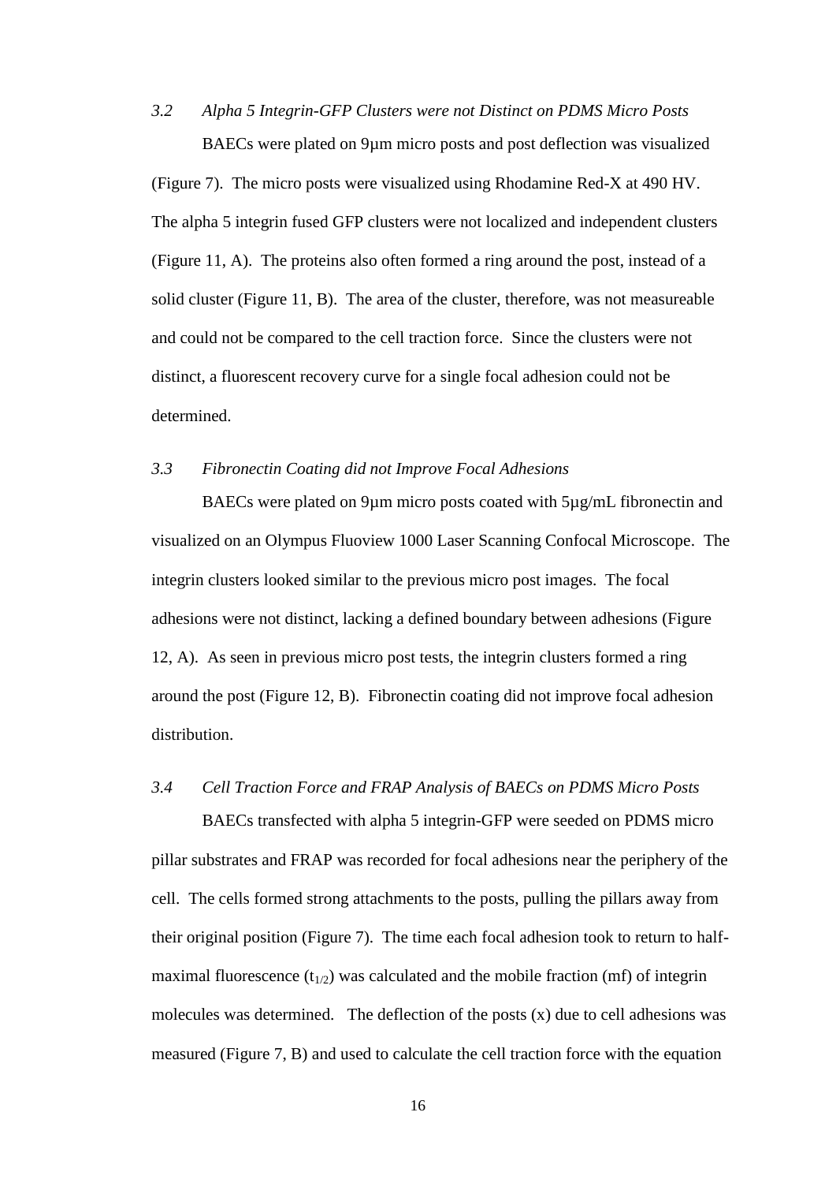### *3.2 Alpha 5 Integrin-GFP Clusters were not Distinct on PDMS Micro Posts*

BAECs were plated on 9µm micro posts and post deflection was visualized (Figure 7). The micro posts were visualized using Rhodamine Red-X at 490 HV. The alpha 5 integrin fused GFP clusters were not localized and independent clusters (Figure 11, A). The proteins also often formed a ring around the post, instead of a solid cluster (Figure 11, B). The area of the cluster, therefore, was not measureable and could not be compared to the cell traction force. Since the clusters were not distinct, a fluorescent recovery curve for a single focal adhesion could not be determined.

### *3.3 Fibronectin Coating did not Improve Focal Adhesions*

BAECs were plated on 9µm micro posts coated with 5µg/mL fibronectin and visualized on an Olympus Fluoview 1000 Laser Scanning Confocal Microscope. The integrin clusters looked similar to the previous micro post images. The focal adhesions were not distinct, lacking a defined boundary between adhesions (Figure 12, A). As seen in previous micro post tests, the integrin clusters formed a ring around the post (Figure 12, B). Fibronectin coating did not improve focal adhesion distribution.

### *3.4 Cell Traction Force and FRAP Analysis of BAECs on PDMS Micro Posts*

BAECs transfected with alpha 5 integrin-GFP were seeded on PDMS micro pillar substrates and FRAP was recorded for focal adhesions near the periphery of the cell. The cells formed strong attachments to the posts, pulling the pillars away from their original position (Figure 7). The time each focal adhesion took to return to half-maximal fluorescence ($t_{1/2}$) was calculated and the mobile fraction (mf) of integrin molecules was determined. The deflection of the posts (x) due to cell adhesions was measured (Figure 7, B) and used to calculate the cell traction force with the equation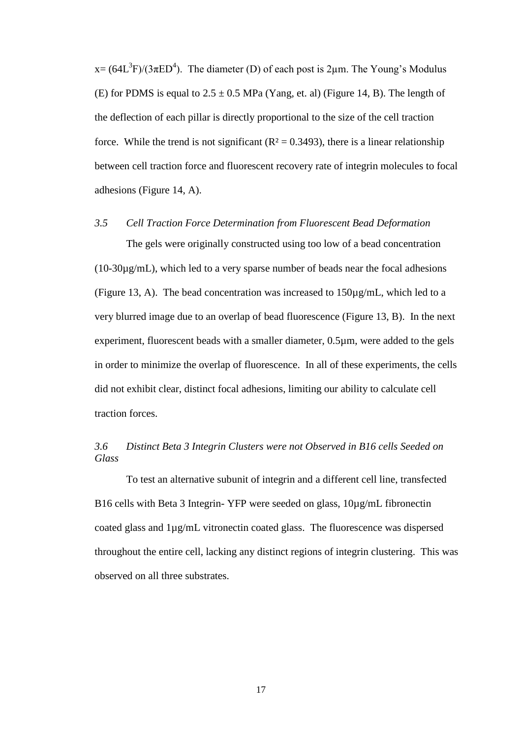$x = (64L^3F)/(3\pi ED^4)$. The diameter (D) of each post is 2µm. The Young's Modulus (E) for PDMS is equal to $2.5 \pm 0.5$ MPa (Yang, et. al) (Figure 14, B). The length of the deflection of each pillar is directly proportional to the size of the cell traction force. While the trend is not significant ($R^2 = 0.3493$), there is a linear relationship between cell traction force and fluorescent recovery rate of integrin molecules to focal adhesions (Figure 14, A).

### *3.5 Cell Traction Force Determination from Fluorescent Bead Deformation*

The gels were originally constructed using too low of a bead concentration (10-30µg/mL), which led to a very sparse number of beads near the focal adhesions (Figure 13, A). The bead concentration was increased to 150µg/mL, which led to a very blurred image due to an overlap of bead fluorescence (Figure 13, B). In the next experiment, fluorescent beads with a smaller diameter, 0.5µm, were added to the gels in order to minimize the overlap of fluorescence. In all of these experiments, the cells did not exhibit clear, distinct focal adhesions, limiting our ability to calculate cell traction forces.

### *3.6 Distinct Beta 3 Integrin Clusters were not Observed in B16 cells Seeded on Glass*

To test an alternative subunit of integrin and a different cell line, transfected B16 cells with Beta 3 Integrin- YFP were seeded on glass, 10µg/mL fibronectin coated glass and 1µg/mL vitronectin coated glass. The fluorescence was dispersed throughout the entire cell, lacking any distinct regions of integrin clustering. This was observed on all three substrates.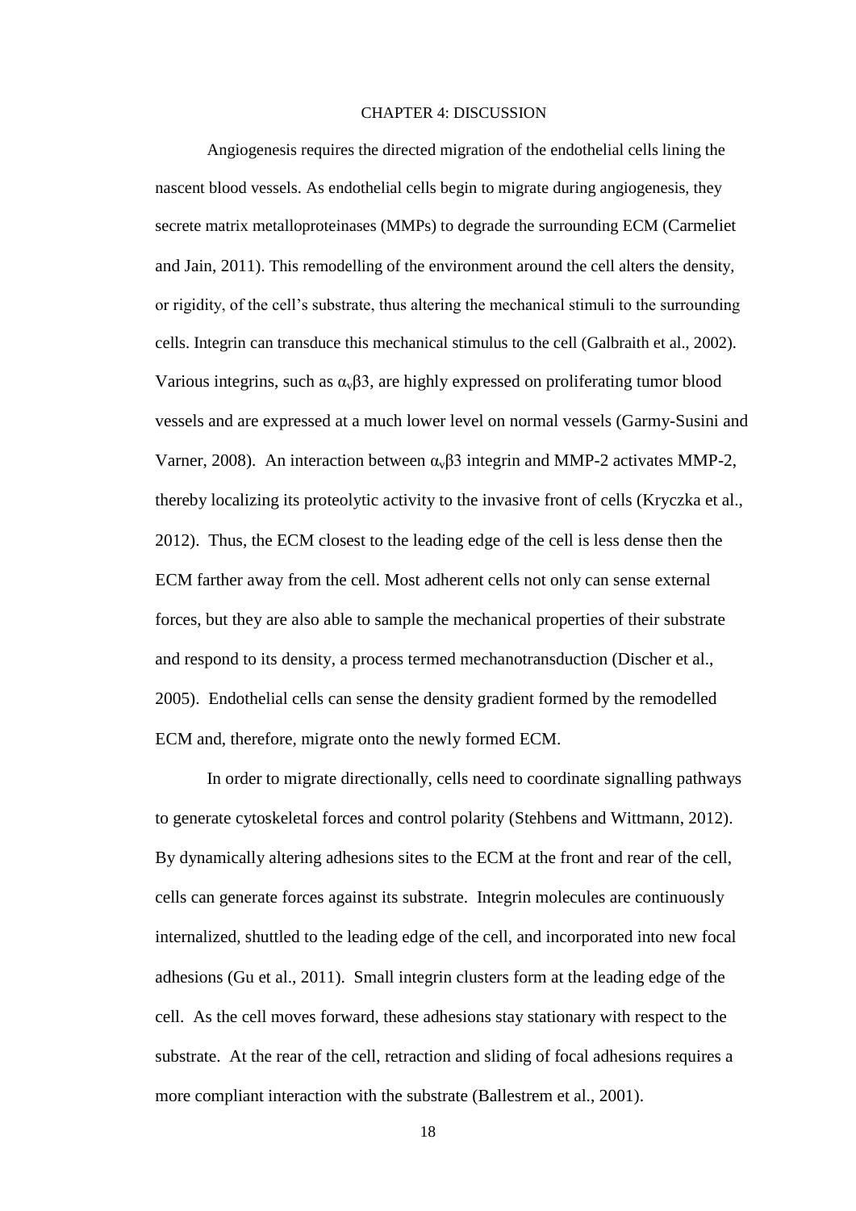# CHAPTER 4: DISCUSSION

Angiogenesis requires the directed migration of the endothelial cells lining the nascent blood vessels. As endothelial cells begin to migrate during angiogenesis, they secrete matrix metalloproteinases (MMPs) to degrade the surrounding ECM (Carmeliet and Jain, 2011). This remodelling of the environment around the cell alters the density, or rigidity, of the cell's substrate, thus altering the mechanical stimuli to the surrounding cells. Integrin can transduce this mechanical stimulus to the cell (Galbraith et al., 2002). Various integrins, such as $\alpha_v\beta3$, are highly expressed on proliferating tumor blood vessels and are expressed at a much lower level on normal vessels (Garmy-Susini and Varner, 2008). An interaction between $\alpha_v\beta3$ integrin and MMP-2 activates MMP-2, thereby localizing its proteolytic activity to the invasive front of cells (Kryczka et al., 2012). Thus, the ECM closest to the leading edge of the cell is less dense then the ECM farther away from the cell. Most adherent cells not only can sense external forces, but they are also able to sample the mechanical properties of their substrate and respond to its density, a process termed mechanotransduction (Discher et al., 2005). Endothelial cells can sense the density gradient formed by the remodelled ECM and, therefore, migrate onto the newly formed ECM.

In order to migrate directionally, cells need to coordinate signalling pathways to generate cytoskeletal forces and control polarity (Stehbens and Wittmann, 2012). By dynamically altering adhesions sites to the ECM at the front and rear of the cell, cells can generate forces against its substrate. Integrin molecules are continuously internalized, shuttled to the leading edge of the cell, and incorporated into new focal adhesions (Gu et al., 2011). Small integrin clusters form at the leading edge of the cell. As the cell moves forward, these adhesions stay stationary with respect to the substrate. At the rear of the cell, retraction and sliding of focal adhesions requires a more compliant interaction with the substrate (Ballestrem et al., 2001).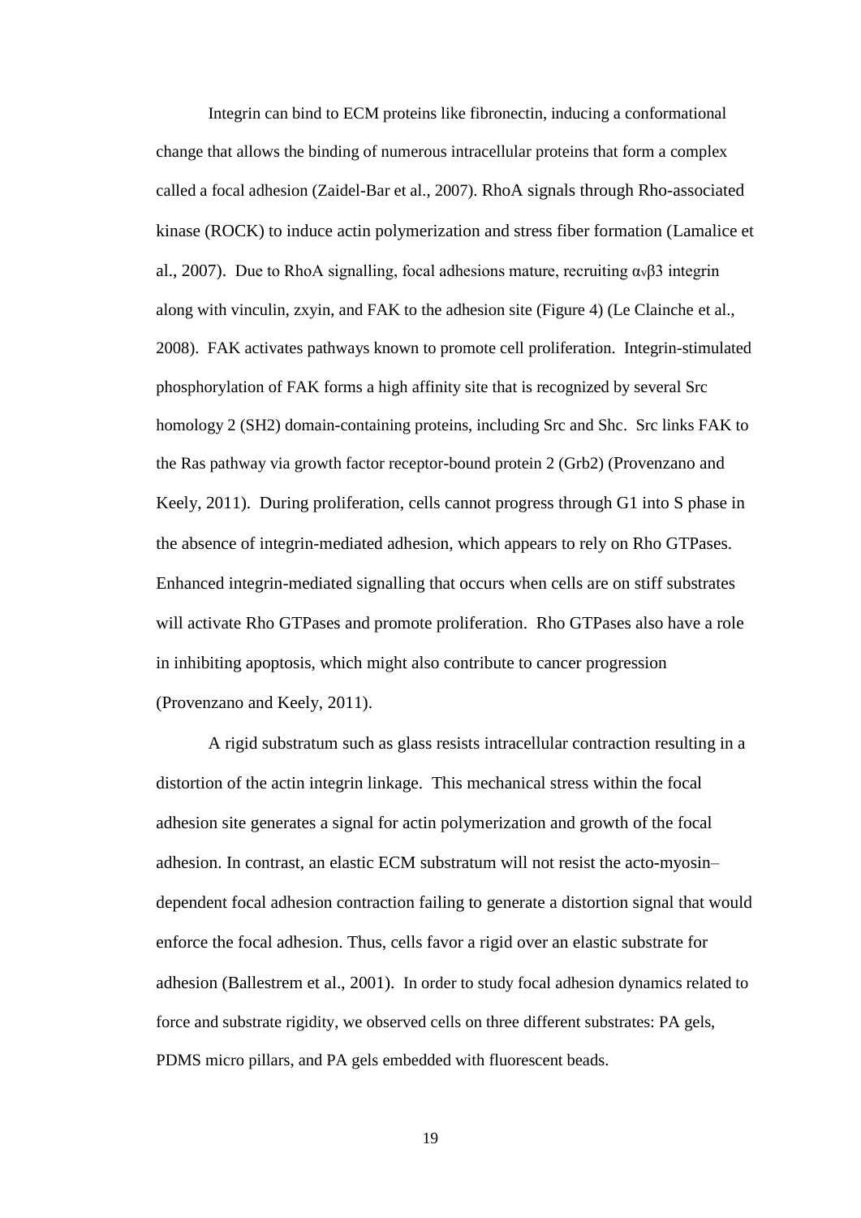Integrin can bind to ECM proteins like fibronectin, inducing a conformational change that allows the binding of numerous intracellular proteins that form a complex called a focal adhesion (Zaidel-Bar et al., 2007). RhoA signals through Rho-associated kinase (ROCK) to induce actin polymerization and stress fiber formation (Lamalice et al., 2007). Due to RhoA signalling, focal adhesions mature, recruiting $\alpha_v\beta3$ integrin along with vinculin, zxyin, and FAK to the adhesion site (Figure 4) (Le Clainche et al., 2008). FAK activates pathways known to promote cell proliferation. Integrin-stimulated phosphorylation of FAK forms a high affinity site that is recognized by several Src homology 2 (SH2) domain-containing proteins, including Src and Shc. Src links FAK to the Ras pathway via growth factor receptor-bound protein 2 (Grb2) (Provenzano and Keely, 2011). During proliferation, cells cannot progress through G1 into S phase in the absence of integrin-mediated adhesion, which appears to rely on Rho GTPases. Enhanced integrin-mediated signalling that occurs when cells are on stiff substrates will activate Rho GTPases and promote proliferation. Rho GTPases also have a role in inhibiting apoptosis, which might also contribute to cancer progression (Provenzano and Keely, 2011).

A rigid substratum such as glass resists intracellular contraction resulting in a distortion of the actin integrin linkage. This mechanical stress within the focal adhesion site generates a signal for actin polymerization and growth of the focal adhesion. In contrast, an elastic ECM substratum will not resist the acto-myosin–dependent focal adhesion contraction failing to generate a distortion signal that would enforce the focal adhesion. Thus, cells favor a rigid over an elastic substrate for adhesion (Ballestrem et al., 2001). In order to study focal adhesion dynamics related to force and substrate rigidity, we observed cells on three different substrates: PA gels, PDMS micro pillars, and PA gels embedded with fluorescent beads.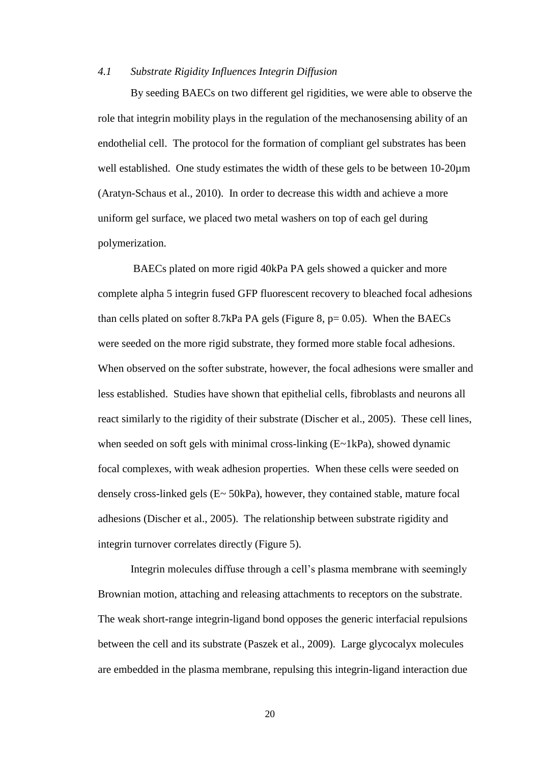### *4.1 Substrate Rigidity Influences Integrin Diffusion*

By seeding BAECs on two different gel rigidities, we were able to observe the role that integrin mobility plays in the regulation of the mechanosensing ability of an endothelial cell. The protocol for the formation of compliant gel substrates has been well established. One study estimates the width of these gels to be between 10-20µm (Aratyn-Schaus et al., 2010). In order to decrease this width and achieve a more uniform gel surface, we placed two metal washers on top of each gel during polymerization.

BAECs plated on more rigid 40kPa PA gels showed a quicker and more complete alpha 5 integrin fused GFP fluorescent recovery to bleached focal adhesions than cells plated on softer 8.7kPa PA gels (Figure 8, $p = 0.05$). When the BAECs were seeded on the more rigid substrate, they formed more stable focal adhesions. When observed on the softer substrate, however, the focal adhesions were smaller and less established. Studies have shown that epithelial cells, fibroblasts and neurons all react similarly to the rigidity of their substrate (Discher et al., 2005). These cell lines, when seeded on soft gels with minimal cross-linking ($E \sim 1$kPa), showed dynamic focal complexes, with weak adhesion properties. When these cells were seeded on densely cross-linked gels ($E \sim 50$kPa), however, they contained stable, mature focal adhesions (Discher et al., 2005). The relationship between substrate rigidity and integrin turnover correlates directly (Figure 5).

Integrin molecules diffuse through a cell's plasma membrane with seemingly Brownian motion, attaching and releasing attachments to receptors on the substrate. The weak short-range integrin-ligand bond opposes the generic interfacial repulsions between the cell and its substrate (Paszek et al., 2009). Large glycocalyx molecules are embedded in the plasma membrane, repulsing this integrin-ligand interaction due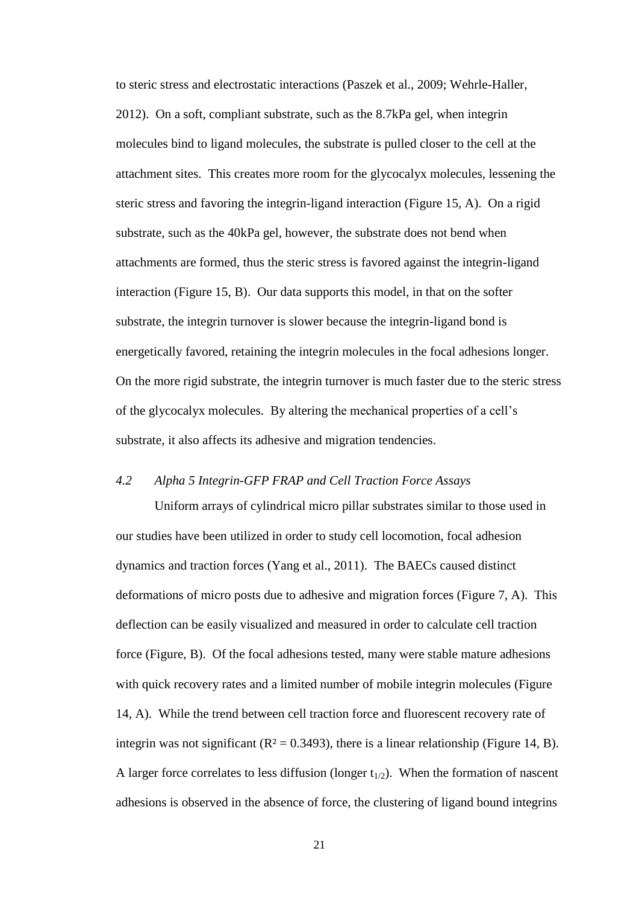to steric stress and electrostatic interactions (Paszek et al., 2009; Wehrle-Haller, 2012). On a soft, compliant substrate, such as the 8.7kPa gel, when integrin molecules bind to ligand molecules, the substrate is pulled closer to the cell at the attachment sites. This creates more room for the glycocalyx molecules, lessening the steric stress and favoring the integrin-ligand interaction (Figure 15, A). On a rigid substrate, such as the 40kPa gel, however, the substrate does not bend when attachments are formed, thus the steric stress is favored against the integrin-ligand interaction (Figure 15, B). Our data supports this model, in that on the softer substrate, the integrin turnover is slower because the integrin-ligand bond is energetically favored, retaining the integrin molecules in the focal adhesions longer. On the more rigid substrate, the integrin turnover is much faster due to the steric stress of the glycocalyx molecules. By altering the mechanical properties of a cell's substrate, it also affects its adhesive and migration tendencies.

### *4.2 Alpha 5 Integrin-GFP FRAP and Cell Traction Force Assays*

Uniform arrays of cylindrical micro pillar substrates similar to those used in our studies have been utilized in order to study cell locomotion, focal adhesion dynamics and traction forces (Yang et al., 2011). The BAECs caused distinct deformations of micro posts due to adhesive and migration forces (Figure 7, A). This deflection can be easily visualized and measured in order to calculate cell traction force (Figure, B). Of the focal adhesions tested, many were stable mature adhesions with quick recovery rates and a limited number of mobile integrin molecules (Figure 14, A). While the trend between cell traction force and fluorescent recovery rate of integrin was not significant ($R^2 = 0.3493$), there is a linear relationship (Figure 14, B). A larger force correlates to less diffusion (longer $t_{1/2}$). When the formation of nascent adhesions is observed in the absence of force, the clustering of ligand bound integrins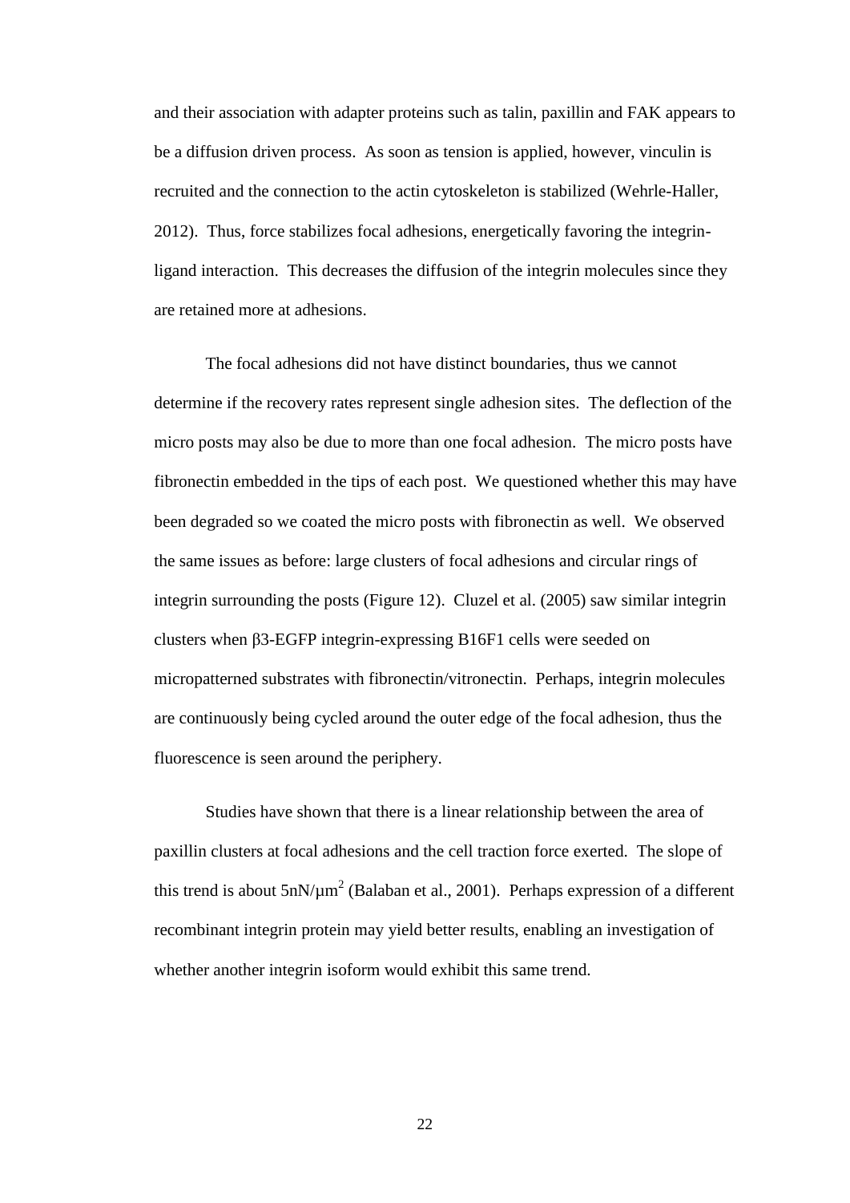and their association with adapter proteins such as talin, paxillin and FAK appears to be a diffusion driven process. As soon as tension is applied, however, vinculin is recruited and the connection to the actin cytoskeleton is stabilized (Wehrle-Haller, 2012). Thus, force stabilizes focal adhesions, energetically favoring the integrin-ligand interaction. This decreases the diffusion of the integrin molecules since they are retained more at adhesions.

The focal adhesions did not have distinct boundaries, thus we cannot determine if the recovery rates represent single adhesion sites. The deflection of the micro posts may also be due to more than one focal adhesion. The micro posts have fibronectin embedded in the tips of each post. We questioned whether this may have been degraded so we coated the micro posts with fibronectin as well. We observed the same issues as before: large clusters of focal adhesions and circular rings of integrin surrounding the posts (Figure 12). Cluzel et al. (2005) saw similar integrin clusters when β3-EGFP integrin-expressing B16F1 cells were seeded on micropatterned substrates with fibronectin/vitronectin. Perhaps, integrin molecules are continuously being cycled around the outer edge of the focal adhesion, thus the fluorescence is seen around the periphery.

Studies have shown that there is a linear relationship between the area of paxillin clusters at focal adhesions and the cell traction force exerted. The slope of this trend is about $5 nN/\mu m^2$ (Balaban et al., 2001). Perhaps expression of a different recombinant integrin protein may yield better results, enabling an investigation of whether another integrin isoform would exhibit this same trend.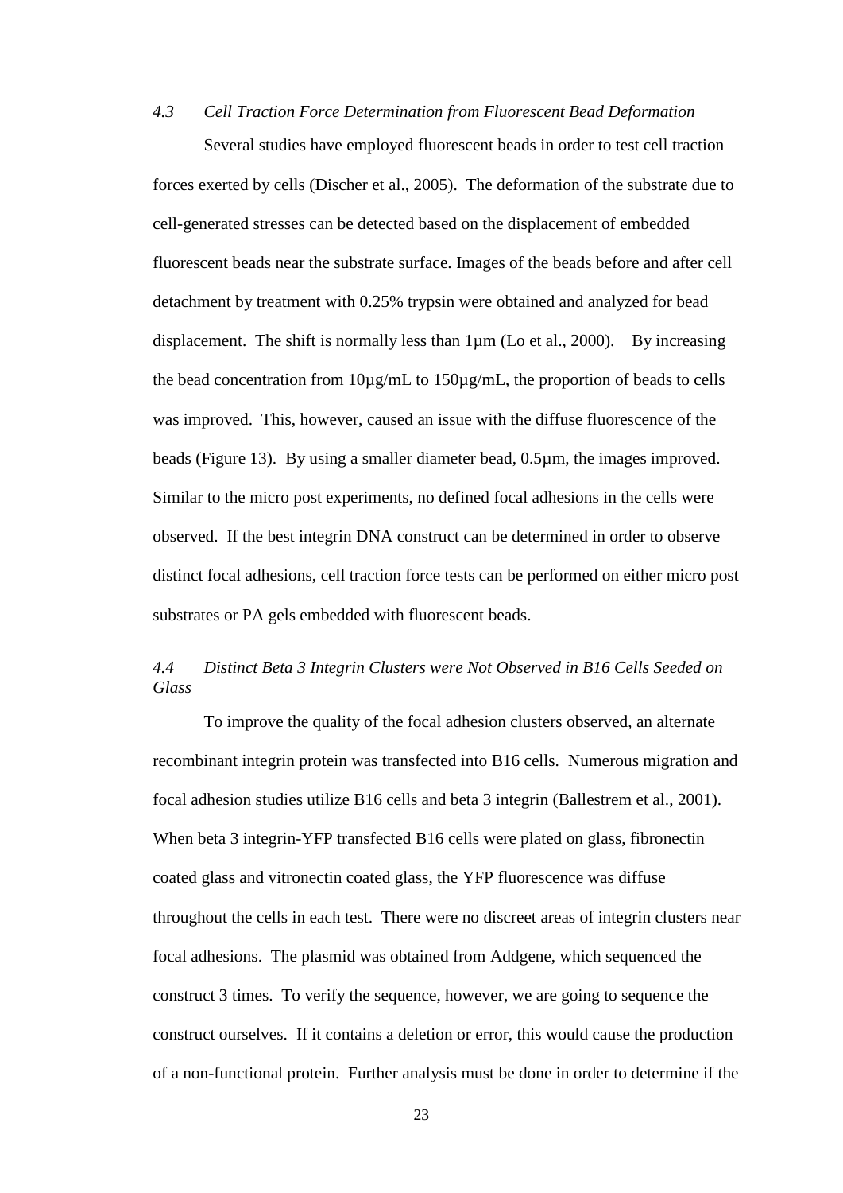### *4.3 Cell Traction Force Determination from Fluorescent Bead Deformation*

Several studies have employed fluorescent beads in order to test cell traction forces exerted by cells (Discher et al., 2005). The deformation of the substrate due to cell-generated stresses can be detected based on the displacement of embedded fluorescent beads near the substrate surface. Images of the beads before and after cell detachment by treatment with 0.25% trypsin were obtained and analyzed for bead displacement. The shift is normally less than 1µm (Lo et al., 2000). By increasing the bead concentration from 10µg/mL to 150µg/mL, the proportion of beads to cells was improved. This, however, caused an issue with the diffuse fluorescence of the beads (Figure 13). By using a smaller diameter bead, 0.5µm, the images improved. Similar to the micro post experiments, no defined focal adhesions in the cells were observed. If the best integrin DNA construct can be determined in order to observe distinct focal adhesions, cell traction force tests can be performed on either micro post substrates or PA gels embedded with fluorescent beads.

### *4.4 Distinct Beta 3 Integrin Clusters were Not Observed in B16 Cells Seeded on Glass*

To improve the quality of the focal adhesion clusters observed, an alternate recombinant integrin protein was transfected into B16 cells. Numerous migration and focal adhesion studies utilize B16 cells and beta 3 integrin (Ballestrem et al., 2001). When beta 3 integrin-YFP transfected B16 cells were plated on glass, fibronectin coated glass and vitronectin coated glass, the YFP fluorescence was diffuse throughout the cells in each test. There were no discreet areas of integrin clusters near focal adhesions. The plasmid was obtained from Addgene, which sequenced the construct 3 times. To verify the sequence, however, we are going to sequence the construct ourselves. If it contains a deletion or error, this would cause the production of a non-functional protein. Further analysis must be done in order to determine if the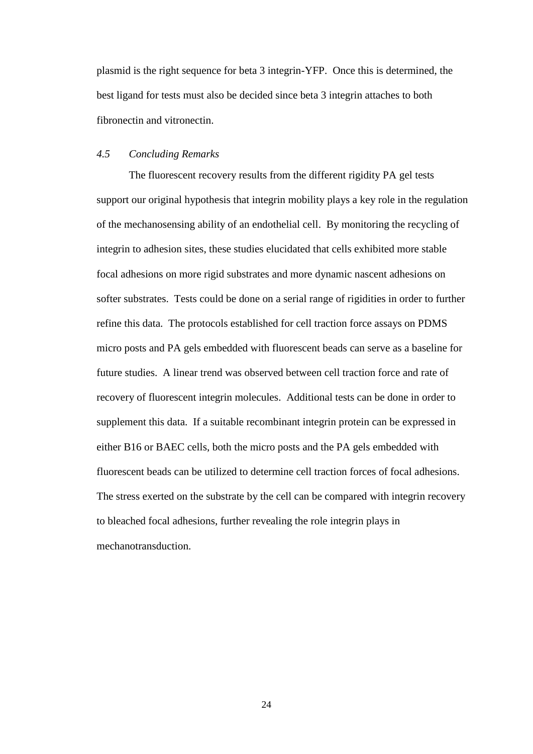plasmid is the right sequence for beta 3 integrin-YFP. Once this is determined, the best ligand for tests must also be decided since beta 3 integrin attaches to both fibronectin and vitronectin.

### *4.5 Concluding Remarks*

The fluorescent recovery results from the different rigidity PA gel tests support our original hypothesis that integrin mobility plays a key role in the regulation of the mechanosensing ability of an endothelial cell. By monitoring the recycling of integrin to adhesion sites, these studies elucidated that cells exhibited more stable focal adhesions on more rigid substrates and more dynamic nascent adhesions on softer substrates. Tests could be done on a serial range of rigidities in order to further refine this data. The protocols established for cell traction force assays on PDMS micro posts and PA gels embedded with fluorescent beads can serve as a baseline for future studies. A linear trend was observed between cell traction force and rate of recovery of fluorescent integrin molecules. Additional tests can be done in order to supplement this data. If a suitable recombinant integrin protein can be expressed in either B16 or BAEC cells, both the micro posts and the PA gels embedded with fluorescent beads can be utilized to determine cell traction forces of focal adhesions. The stress exerted on the substrate by the cell can be compared with integrin recovery to bleached focal adhesions, further revealing the role integrin plays in mechanotransduction.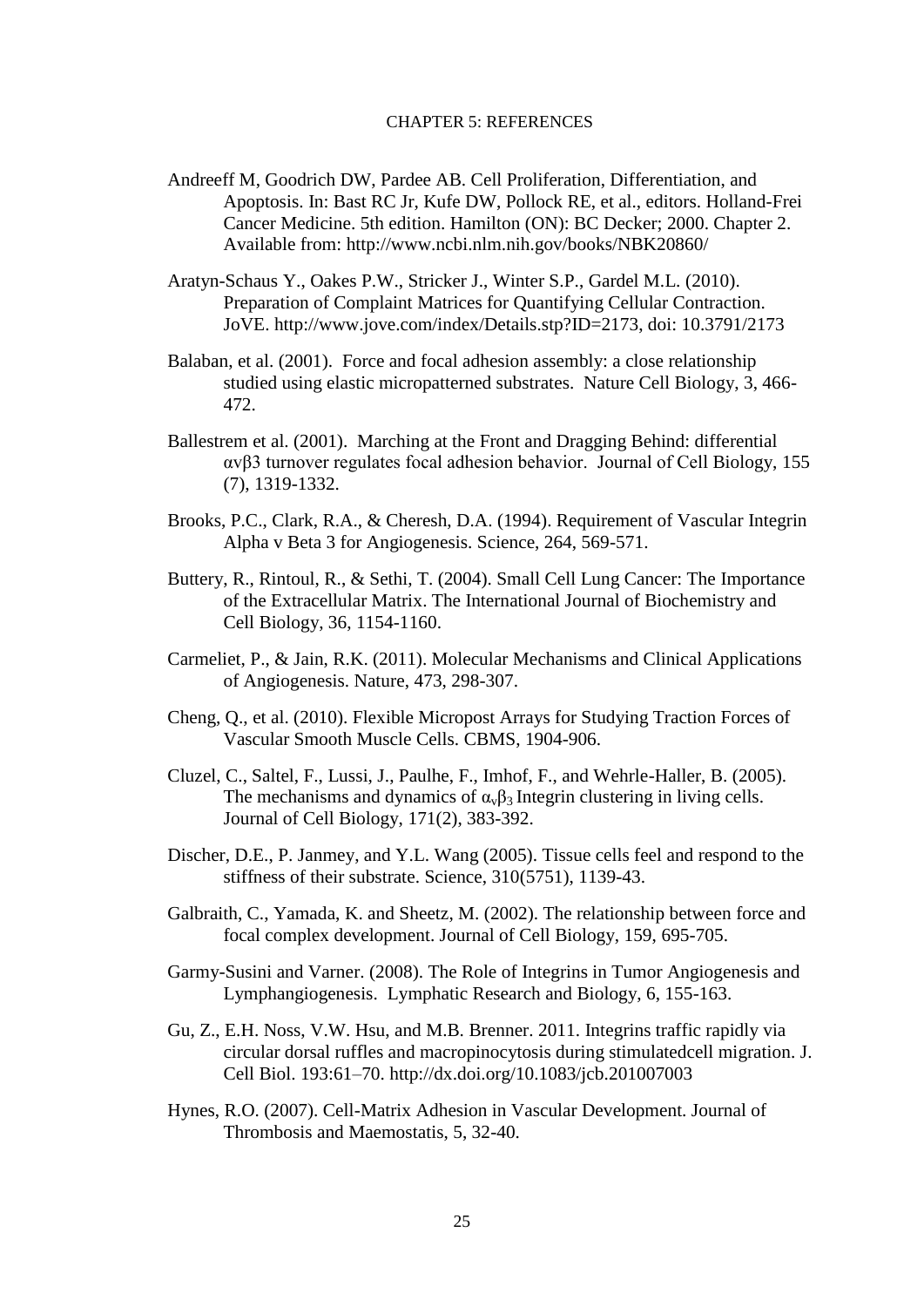# CHAPTER 5: REFERENCES

Andreeff M, Goodrich DW, Pardee AB. Cell Proliferation, Differentiation, and Apoptosis. In: Bast RC Jr, Kufe DW, Pollock RE, et al., editors. Holland-Frei Cancer Medicine. 5th edition. Hamilton (ON): BC Decker; 2000. Chapter 2. Available from: http://www.ncbi.nlm.nih.gov/books/NBK20860/

Aratyn-Schaus Y., Oakes P.W., Stricker J., Winter S.P., Gardel M.L. (2010). Preparation of Complaint Matrices for Quantifying Cellular Contraction. JoVE. http://www.jove.com/index/Details.stp?ID=2173, doi: 10.3791/2173

Balaban, et al. (2001). Force and focal adhesion assembly: a close relationship studied using elastic micropatterned substrates. Nature Cell Biology, 3, 466-472.

Ballestrem et al. (2001). Marching at the Front and Dragging Behind: differential αvβ3 turnover regulates focal adhesion behavior. Journal of Cell Biology, 155 (7), 1319-1332.

Brooks, P.C., Clark, R.A., & Cheresh, D.A. (1994). Requirement of Vascular Integrin Alpha v Beta 3 for Angiogenesis. Science, 264, 569-571.

Buttery, R., Rintoul, R., & Sethi, T. (2004). Small Cell Lung Cancer: The Importance of the Extracellular Matrix. The International Journal of Biochemistry and Cell Biology, 36, 1154-1160.

Carmeliet, P., & Jain, R.K. (2011). Molecular Mechanisms and Clinical Applications of Angiogenesis. Nature, 473, 298-307.

Cheng, Q., et al. (2010). Flexible Micropost Arrays for Studying Traction Forces of Vascular Smooth Muscle Cells. CBMS, 1904-906.

Cluzel, C., Saltel, F., Lussi, J., Paulhe, F., Imhof, F., and Wehrle-Haller, B. (2005). The mechanisms and dynamics of $\alpha_v\beta_3$ Integrin clustering in living cells. Journal of Cell Biology, 171(2), 383-392.

Discher, D.E., P. Janmey, and Y.L. Wang (2005). Tissue cells feel and respond to the stiffness of their substrate. Science, 310(5751), 1139-43.

Galbraith, C., Yamada, K. and Sheetz, M. (2002). The relationship between force and focal complex development. Journal of Cell Biology, 159, 695-705.

Garmy-Susini and Varner. (2008). The Role of Integrins in Tumor Angiogenesis and Lymphangiogenesis. Lymphatic Research and Biology, 6, 155-163.

Gu, Z., E.H. Noss, V.W. Hsu, and M.B. Brenner. 2011. Integrins traffic rapidly via circular dorsal ruffles and macropinocytosis during stimulatedcell migration. J. Cell Biol. 193:61–70. http://dx.doi.org/10.1083/jcb.201007003

Hynes, R.O. (2007). Cell-Matrix Adhesion in Vascular Development. Journal of Thrombosis and Maemostatis, 5, 32-40.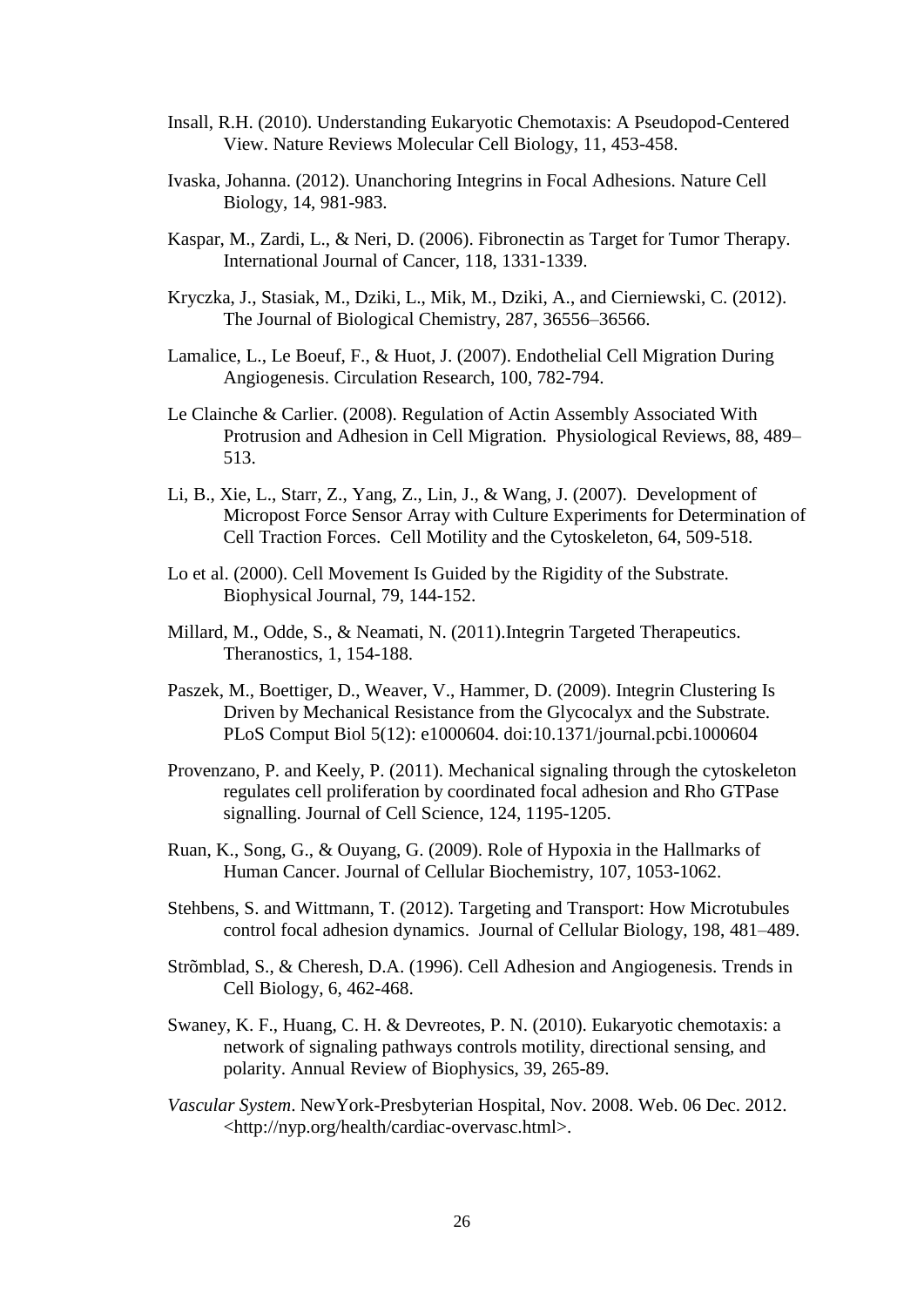Insall, R.H. (2010). Understanding Eukaryotic Chemotaxis: A Pseudopod-Centered View. Nature Reviews Molecular Cell Biology, 11, 453-458.

Ivaska, Johanna. (2012). Unanchoring Integrins in Focal Adhesions. Nature Cell Biology, 14, 981-983.

Kaspar, M., Zardi, L., & Neri, D. (2006). Fibronectin as Target for Tumor Therapy. International Journal of Cancer, 118, 1331-1339.

Kryczka, J., Stasiak, M., Dziki, L., Mik, M., Dziki, A., and Cierniewski, C. (2012). The Journal of Biological Chemistry, 287, 36556–36566.

Lamalice, L., Le Boeuf, F., & Huot, J. (2007). Endothelial Cell Migration During Angiogenesis. Circulation Research, 100, 782-794.

Le Clainche & Carlier. (2008). Regulation of Actin Assembly Associated With Protrusion and Adhesion in Cell Migration. Physiological Reviews, 88, 489–513.

Li, B., Xie, L., Starr, Z., Yang, Z., Lin, J., & Wang, J. (2007). Development of Micropost Force Sensor Array with Culture Experiments for Determination of Cell Traction Forces. Cell Motility and the Cytoskeleton, 64, 509-518.

Lo et al. (2000). Cell Movement Is Guided by the Rigidity of the Substrate. Biophysical Journal, 79, 144-152.

Millard, M., Odde, S., & Neamati, N. (2011).Integrin Targeted Therapeutics. Theranostics, 1, 154-188.

Paszek, M., Boettiger, D., Weaver, V., Hammer, D. (2009). Integrin Clustering Is Driven by Mechanical Resistance from the Glycocalyx and the Substrate. PLoS Comput Biol 5(12): e1000604. doi:10.1371/journal.pcbi.1000604

Provenzano, P. and Keely, P. (2011). Mechanical signaling through the cytoskeleton regulates cell proliferation by coordinated focal adhesion and Rho GTPase signalling. Journal of Cell Science, 124, 1195-1205.

Ruan, K., Song, G., & Ouyang, G. (2009). Role of Hypoxia in the Hallmarks of Human Cancer. Journal of Cellular Biochemistry, 107, 1053-1062.

Stehbens, S. and Wittmann, T. (2012). Targeting and Transport: How Microtubules control focal adhesion dynamics. Journal of Cellular Biology, 198, 481–489.

Strõmblad, S., & Cheresh, D.A. (1996). Cell Adhesion and Angiogenesis. Trends in Cell Biology, 6, 462-468.

Swaney, K. F., Huang, C. H. & Devreotes, P. N. (2010). Eukaryotic chemotaxis: a network of signaling pathways controls motility, directional sensing, and polarity. Annual Review of Biophysics, 39, 265-89.

*Vascular System*. NewYork-Presbyterian Hospital, Nov. 2008. Web. 06 Dec. 2012. <http://nyp.org/health/cardiac-overvasc.html>.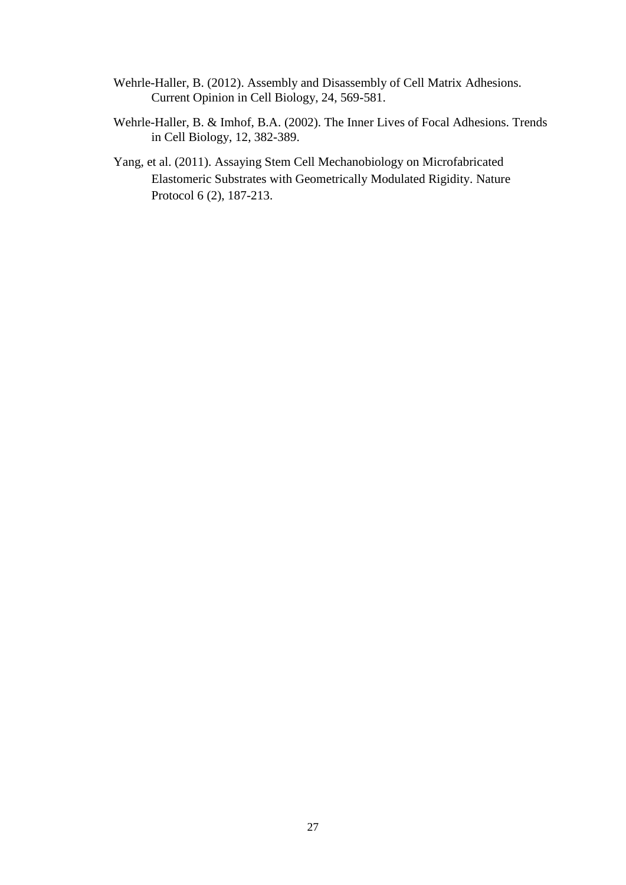Wehrle-Haller, B. (2012). Assembly and Disassembly of Cell Matrix Adhesions. Current Opinion in Cell Biology, 24, 569-581.

Wehrle-Haller, B. & Imhof, B.A. (2002). The Inner Lives of Focal Adhesions. Trends in Cell Biology, 12, 382-389.

Yang, et al. (2011). Assaying Stem Cell Mechanobiology on Microfabricated Elastomeric Substrates with Geometrically Modulated Rigidity. Nature Protocol 6 (2), 187-213.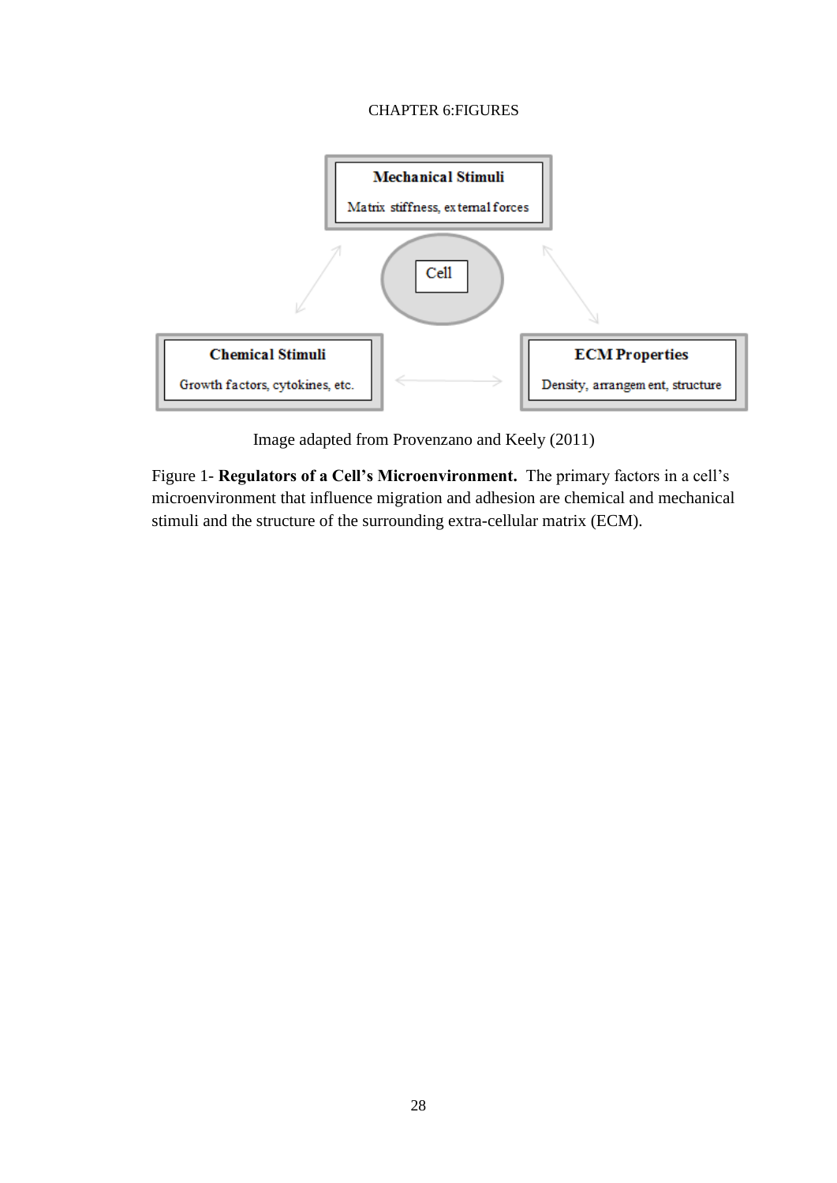CHAPTER 6:FIGURES

Mechanical Stimuli

Matrix stiffness, external forces

Cell

Chemical Stimuli

Growth factors, cytokines, etc.

ECM Properties

Density, arrangement, structure

Image adapted from Provenzano and Keely (2011)

Figure 1- **Regulators of a Cell's Microenvironment.** The primary factors in a cell's microenvironment that influence migration and adhesion are chemical and mechanical stimuli and the structure of the surrounding extra-cellular matrix (ECM).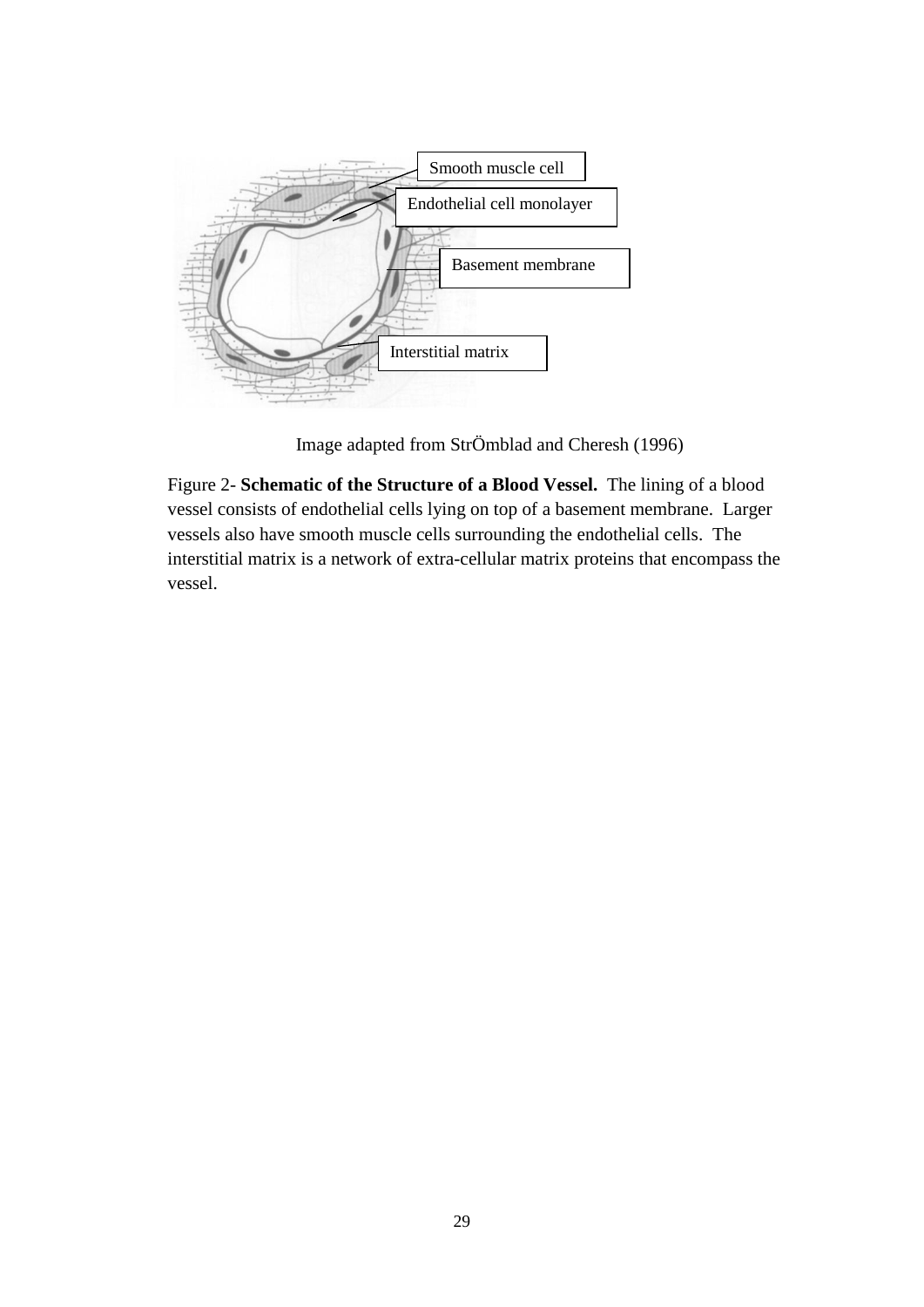Image adapted from StrÖmblad and Cheresh (1996)

Figure 2- **Schematic of the Structure of a Blood Vessel.** The lining of a blood vessel consists of endothelial cells lying on top of a basement membrane. Larger vessels also have smooth muscle cells surrounding the endothelial cells. The interstitial matrix is a network of extra-cellular matrix proteins that encompass the vessel.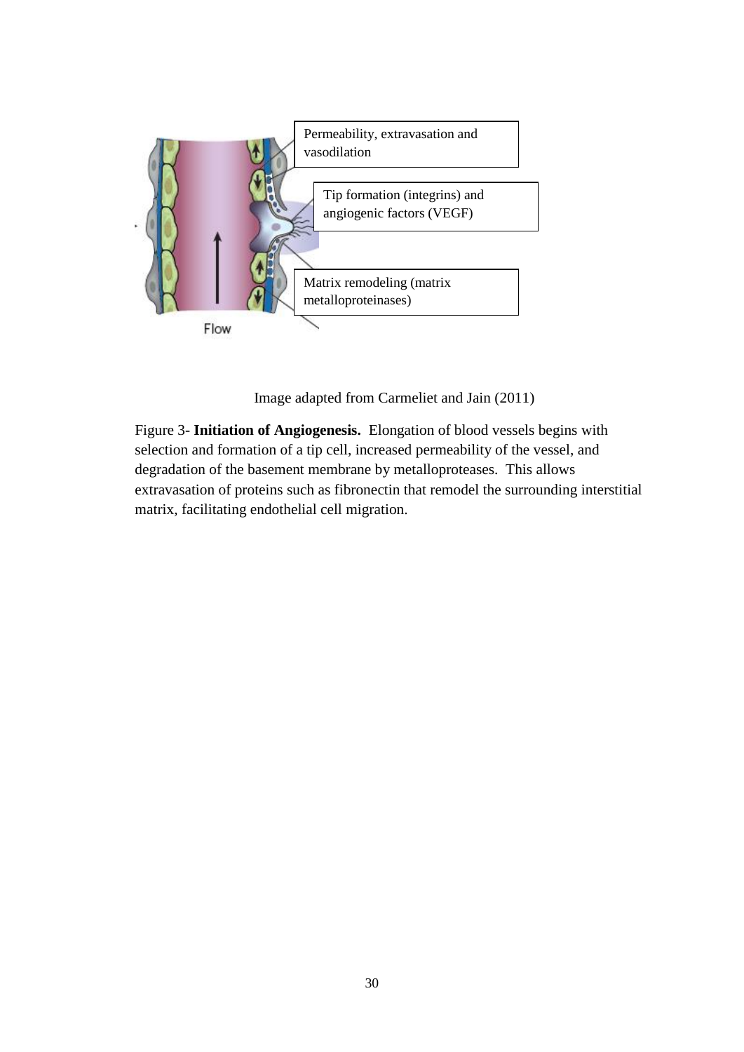Permeability, extravasation and vasodilation

Tip formation (integrins) and angiogenic factors (VEGF)

Matrix remodeling (matrix metalloproteinases)

Flow

Image adapted from Carmeliet and Jain (2011)

Figure 3- **Initiation of Angiogenesis.** Elongation of blood vessels begins with selection and formation of a tip cell, increased permeability of the vessel, and degradation of the basement membrane by metalloproteases. This allows extravasation of proteins such as fibronectin that remodel the surrounding interstitial matrix, facilitating endothelial cell migration.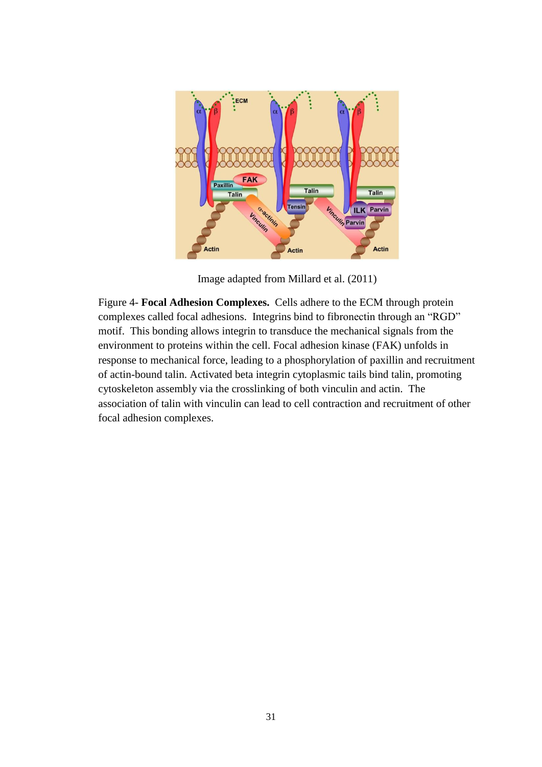Image adapted from Millard et al. (2011)

Figure 4- **Focal Adhesion Complexes.** Cells adhere to the ECM through protein complexes called focal adhesions. Integrins bind to fibronectin through an "RGD" motif. This bonding allows integrin to transduce the mechanical signals from the environment to proteins within the cell. Focal adhesion kinase (FAK) unfolds in response to mechanical force, leading to a phosphorylation of paxillin and recruitment of actin-bound talin. Activated beta integrin cytoplasmic tails bind talin, promoting cytoskeleton assembly via the crosslinking of both vinculin and actin. The association of talin with vinculin can lead to cell contraction and recruitment of other focal adhesion complexes.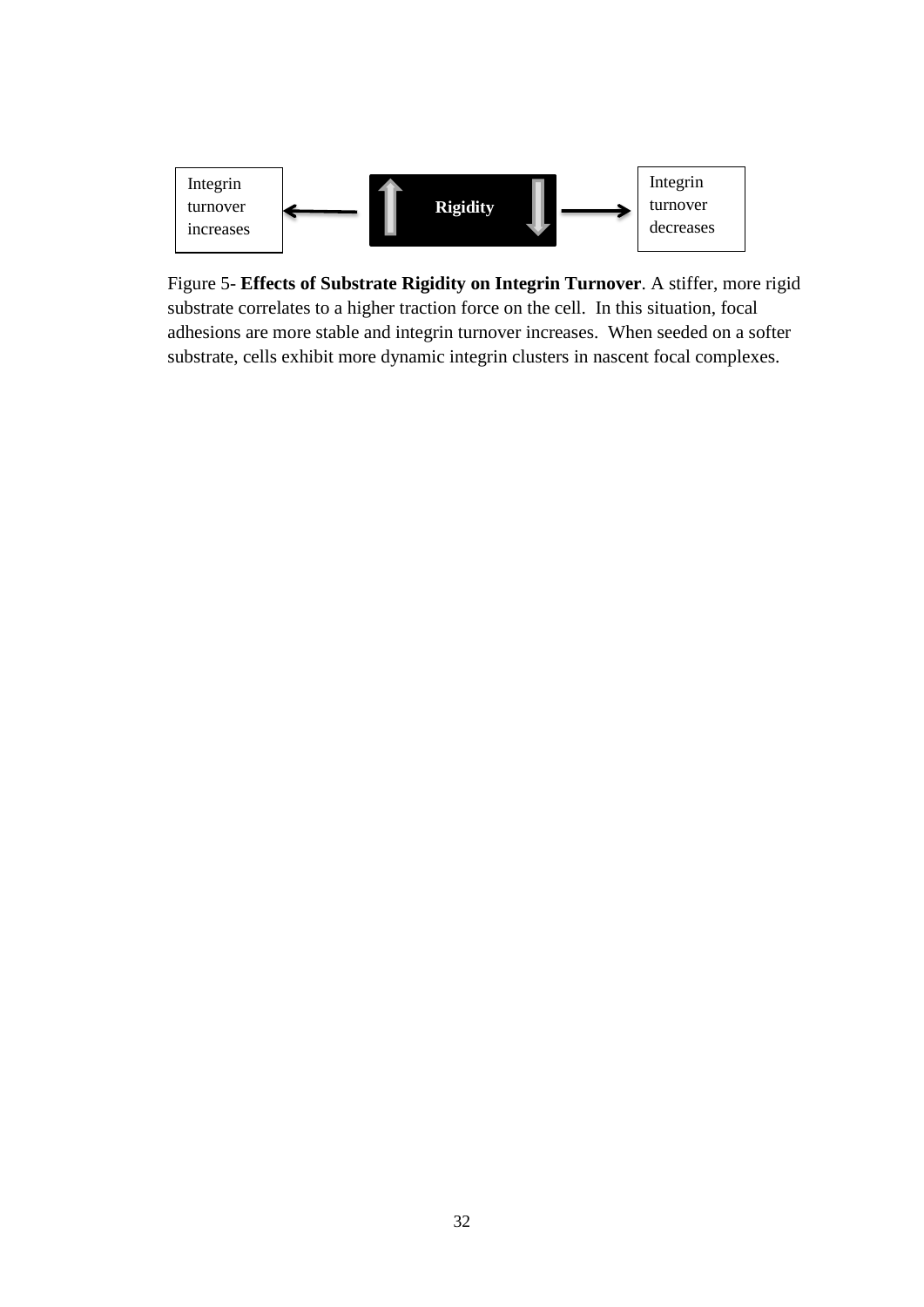Integrin turnover increases ← Rigidity → Integrin turnover decreases

Figure 5- **Effects of Substrate Rigidity on Integrin Turnover**. A stiffer, more rigid substrate correlates to a higher traction force on the cell. In this situation, focal adhesions are more stable and integrin turnover increases. When seeded on a softer substrate, cells exhibit more dynamic integrin clusters in nascent focal complexes.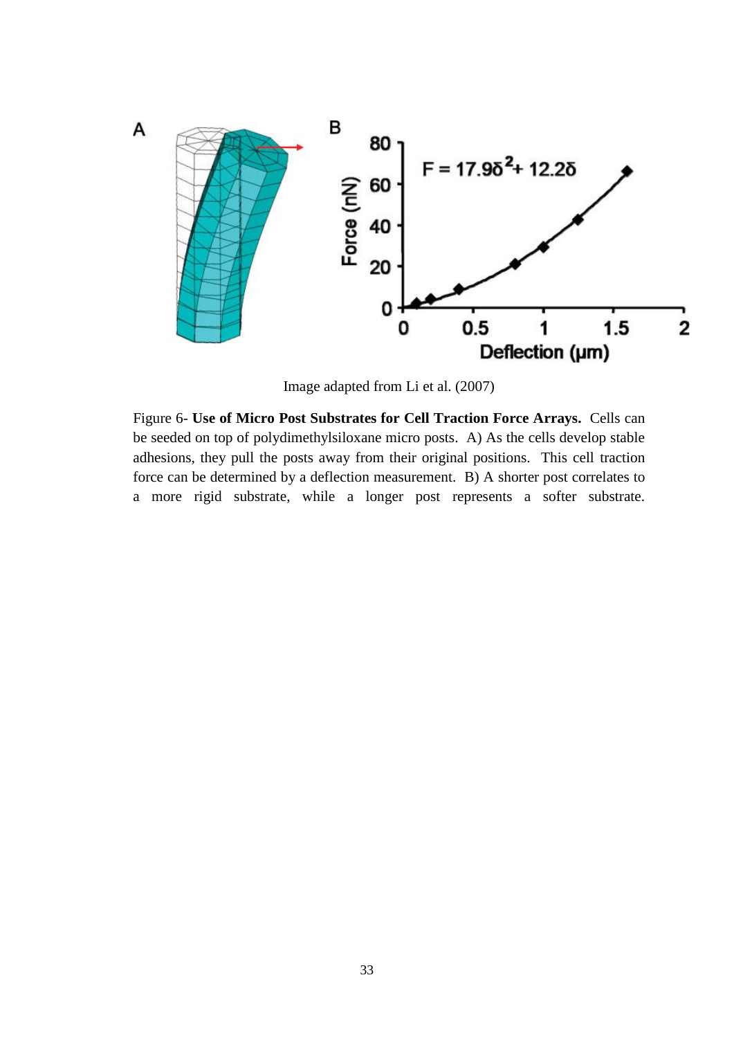Image adapted from Li et al. (2007)

Figure 6- **Use of Micro Post Substrates for Cell Traction Force Arrays.** Cells can be seeded on top of polydimethylsiloxane micro posts. A) As the cells develop stable adhesions, they pull the posts away from their original positions. This cell traction force can be determined by a deflection measurement. B) A shorter post correlates to a more rigid substrate, while a longer post represents a softer substrate.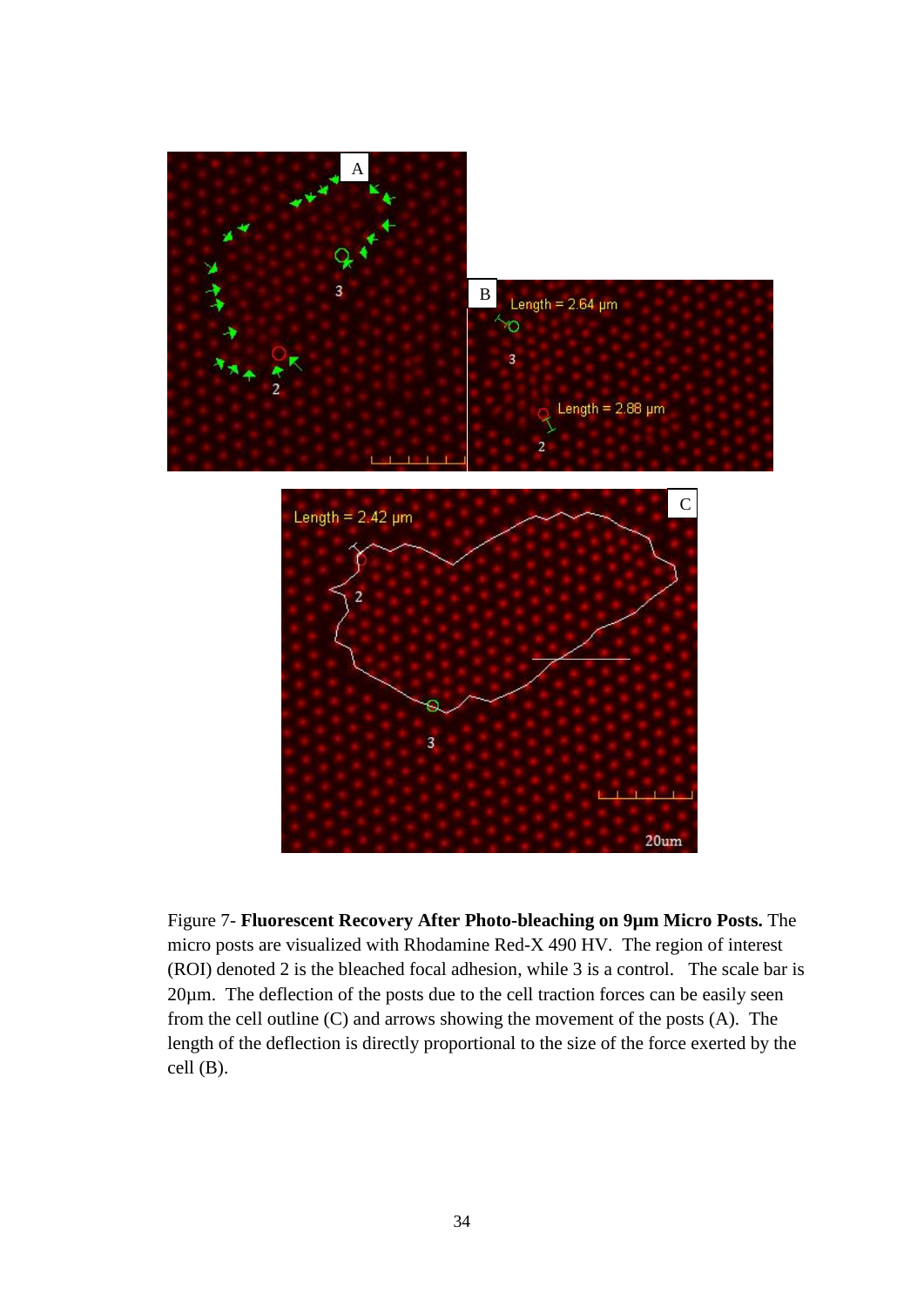Figure 7- **Fluorescent Recovery After Photo-bleaching on 9µm Micro Posts.** The micro posts are visualized with Rhodamine Red-X 490 HV. The region of interest (ROI) denoted 2 is the bleached focal adhesion, while 3 is a control. The scale bar is 20µm. The deflection of the posts due to the cell traction forces can be easily seen from the cell outline (C) and arrows showing the movement of the posts (A). The length of the deflection is directly proportional to the size of the force exerted by the cell (B).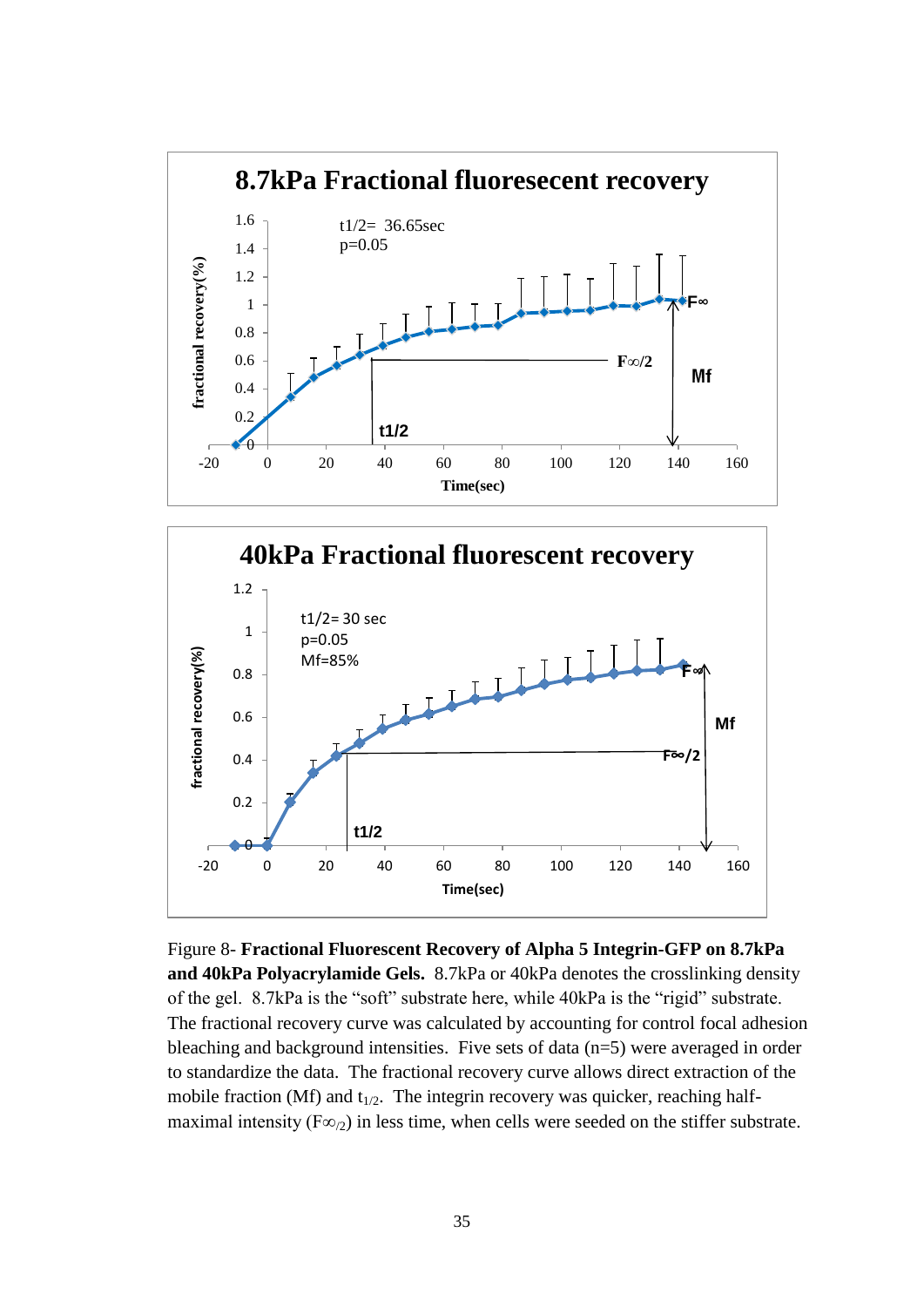Figure 8- **Fractional Fluorescent Recovery of Alpha 5 Integrin-GFP on 8.7kPa and 40kPa Polyacrylamide Gels.** 8.7kPa or 40kPa denotes the crosslinking density of the gel. 8.7kPa is the "soft" substrate here, while 40kPa is the "rigid" substrate. The fractional recovery curve was calculated by accounting for control focal adhesion bleaching and background intensities. Five sets of data (n=5) were averaged in order to standardize the data. The fractional recovery curve allows direct extraction of the mobile fraction (Mf) and $t_{1/2}$. The integrin recovery was quicker, reaching half-maximal intensity ($F\infty_{/2}$) in less time, when cells were seeded on the stiffer substrate.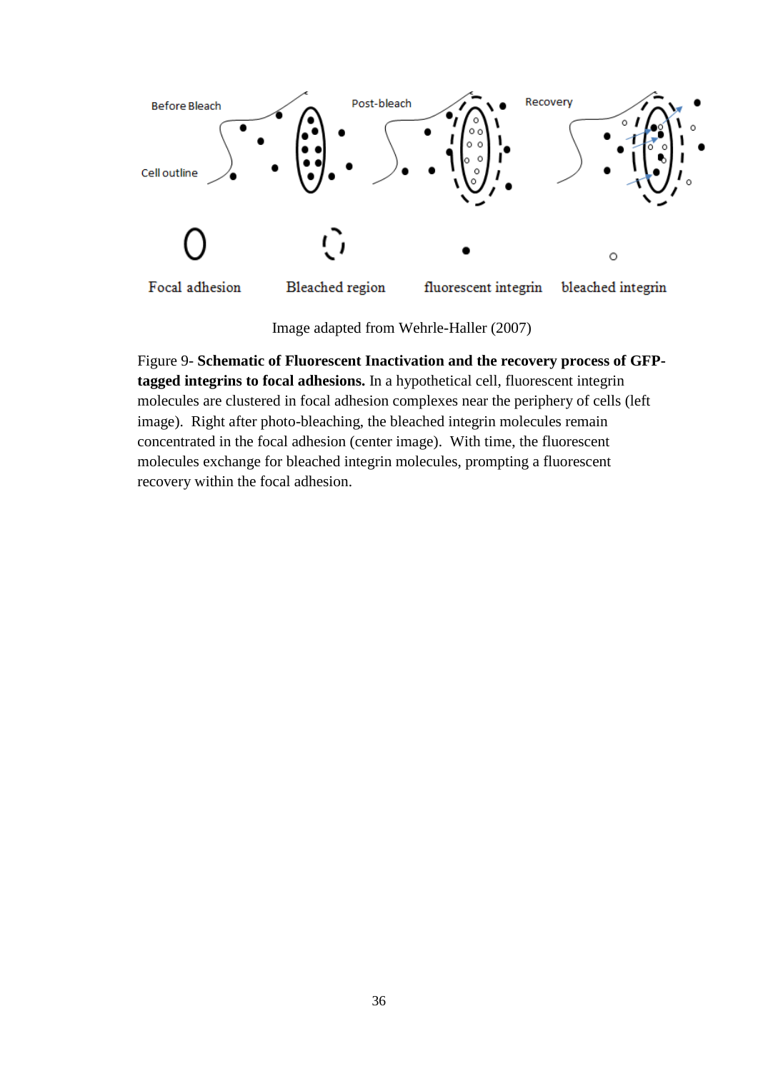Image adapted from Wehrle-Haller (2007)

Figure 9- **Schematic of Fluorescent Inactivation and the recovery process of GFP-tagged integrins to focal adhesions.** In a hypothetical cell, fluorescent integrin molecules are clustered in focal adhesion complexes near the periphery of cells (left image). Right after photo-bleaching, the bleached integrin molecules remain concentrated in the focal adhesion (center image). With time, the fluorescent molecules exchange for bleached integrin molecules, prompting a fluorescent recovery within the focal adhesion.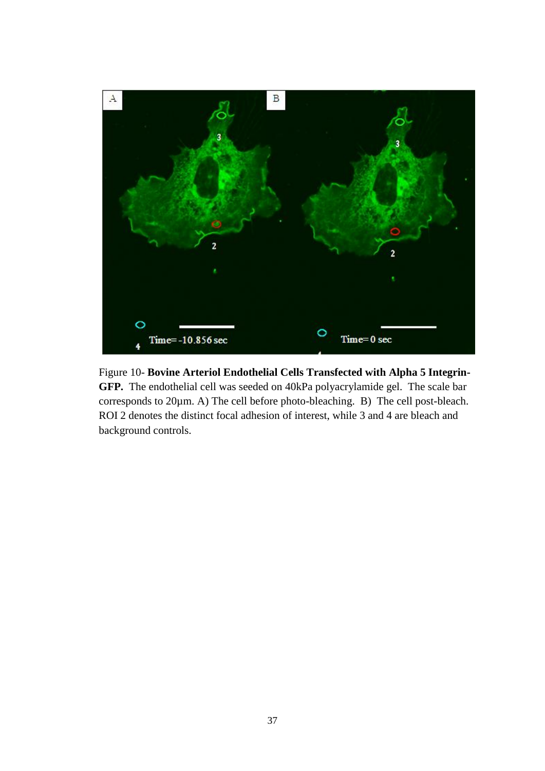Figure 10- **Bovine Arteriol Endothelial Cells Transfected with Alpha 5 Integrin-GFP.** The endothelial cell was seeded on 40kPa polyacrylamide gel. The scale bar corresponds to 20µm. A) The cell before photo-bleaching. B) The cell post-bleach. ROI 2 denotes the distinct focal adhesion of interest, while 3 and 4 are bleach and background controls.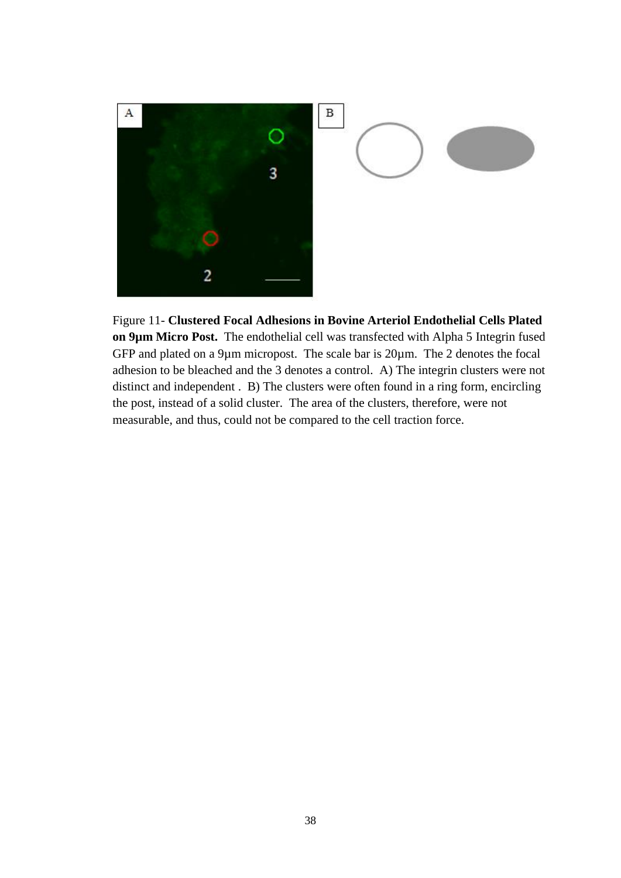Figure 11- **Clustered Focal Adhesions in Bovine Arteriol Endothelial Cells Plated on 9µm Micro Post.** The endothelial cell was transfected with Alpha 5 Integrin fused GFP and plated on a 9µm micropost. The scale bar is 20µm. The 2 denotes the focal adhesion to be bleached and the 3 denotes a control. A) The integrin clusters were not distinct and independent . B) The clusters were often found in a ring form, encircling the post, instead of a solid cluster. The area of the clusters, therefore, were not measurable, and thus, could not be compared to the cell traction force.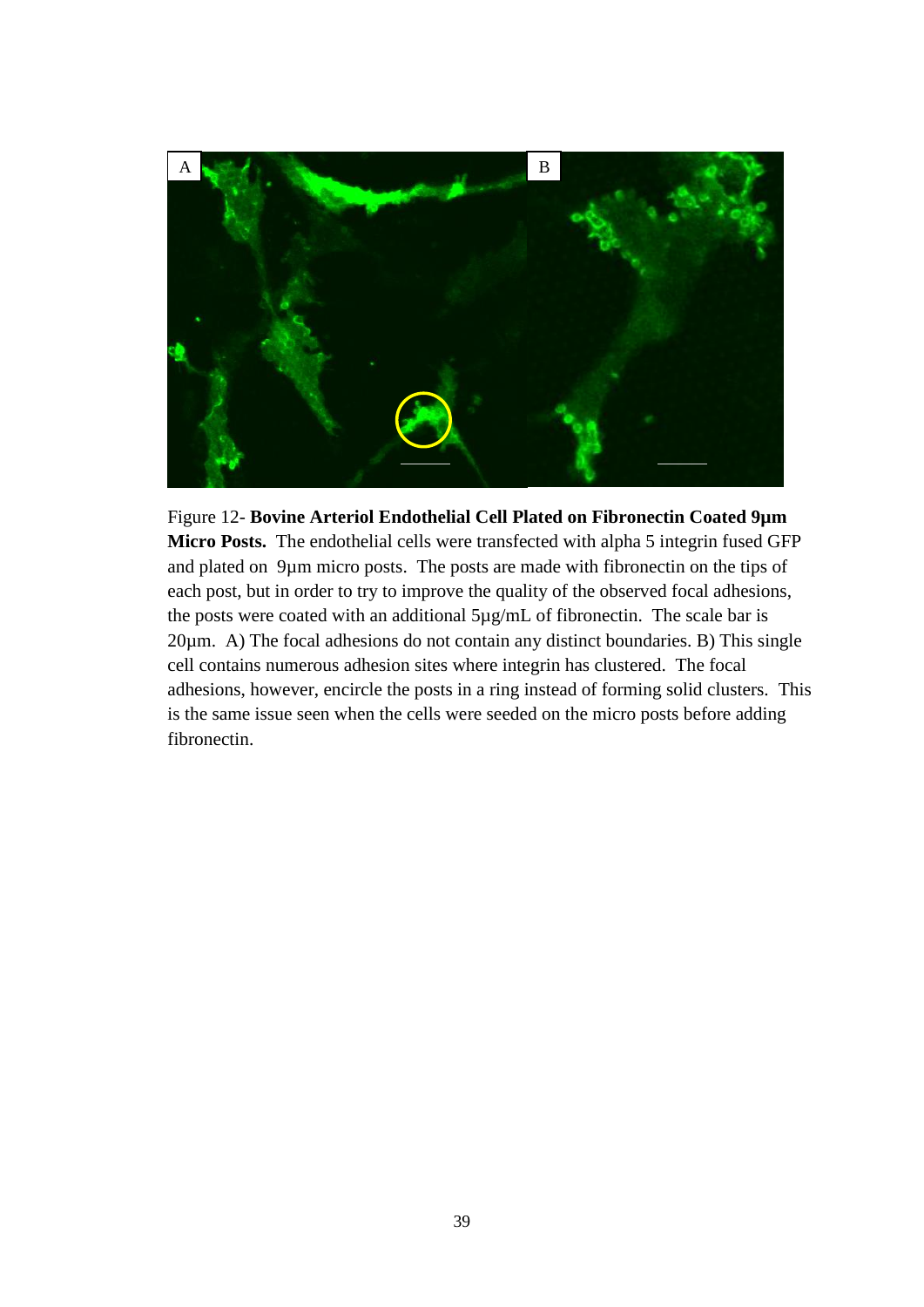Figure 12- **Bovine Arteriol Endothelial Cell Plated on Fibronectin Coated 9µm Micro Posts.** The endothelial cells were transfected with alpha 5 integrin fused GFP and plated on 9µm micro posts. The posts are made with fibronectin on the tips of each post, but in order to try to improve the quality of the observed focal adhesions, the posts were coated with an additional 5µg/mL of fibronectin. The scale bar is 20µm. A) The focal adhesions do not contain any distinct boundaries. B) This single cell contains numerous adhesion sites where integrin has clustered. The focal adhesions, however, encircle the posts in a ring instead of forming solid clusters. This is the same issue seen when the cells were seeded on the micro posts before adding fibronectin.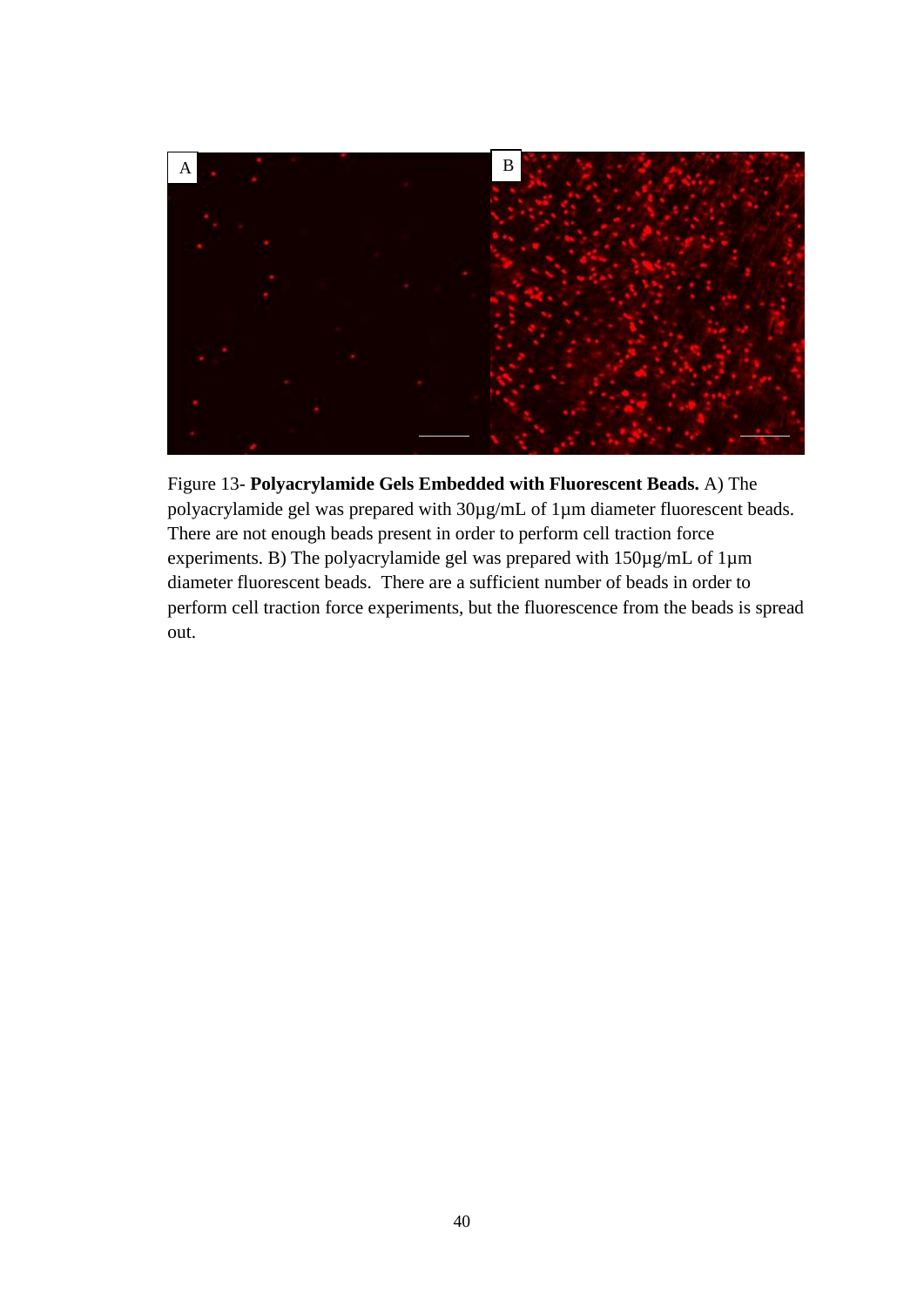Figure 13- **Polyacrylamide Gels Embedded with Fluorescent Beads.** A) The polyacrylamide gel was prepared with 30µg/mL of 1µm diameter fluorescent beads. There are not enough beads present in order to perform cell traction force experiments. B) The polyacrylamide gel was prepared with 150µg/mL of 1µm diameter fluorescent beads. There are a sufficient number of beads in order to perform cell traction force experiments, but the fluorescence from the beads is spread out.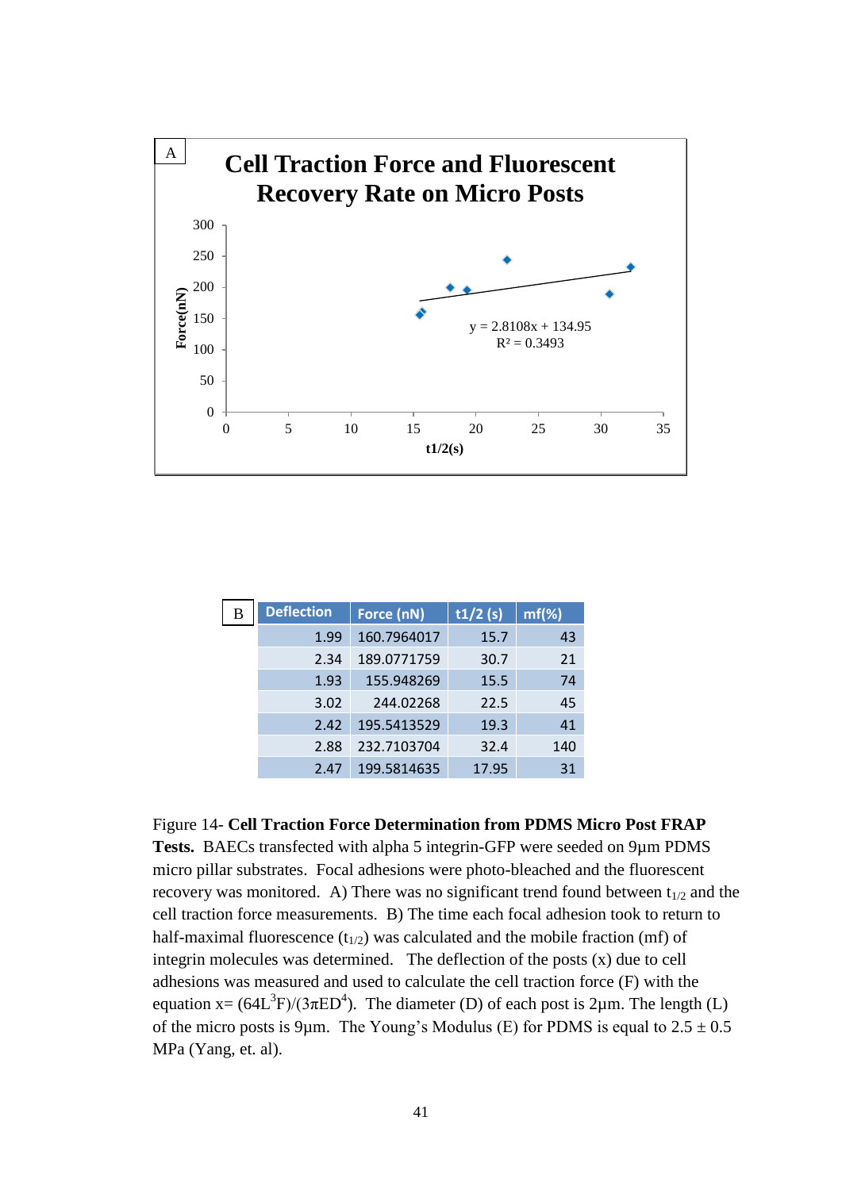**A**

**Cell Traction Force and Fluorescent Recovery Rate on Micro Posts**

$y = 2.8108x + 134.95$
$R^2 = 0.3493$

Force(nN) vs. t1/2(s)

**B**

| Deflection | Force (nN) | t1/2 (s) | mf(%) |
|---|---|---|---|
| 1.99 | 160.7964017 | 15.7 | 43 |
| 2.34 | 189.0771759 | 30.7 | 21 |
| 1.93 | 155.948269 | 15.5 | 74 |
| 3.02 | 244.02268 | 22.5 | 45 |
| 2.42 | 195.5413529 | 19.3 | 41 |
| 2.88 | 232.7103704 | 32.4 | 140 |
| 2.47 | 199.5814635 | 17.95 | 31 |

Figure 14- **Cell Traction Force Determination from PDMS Micro Post FRAP Tests.** BAECs transfected with alpha 5 integrin-GFP were seeded on 9µm PDMS micro pillar substrates. Focal adhesions were photo-bleached and the fluorescent recovery was monitored. A) There was no significant trend found between $t_{1/2}$ and the cell traction force measurements. B) The time each focal adhesion took to return to half-maximal fluorescence ($t_{1/2}$) was calculated and the mobile fraction (mf) of integrin molecules was determined. The deflection of the posts (x) due to cell adhesions was measured and used to calculate the cell traction force (F) with the equation $x = (64L^3F)/(3\pi ED^4)$. The diameter (D) of each post is 2µm. The length (L) of the micro posts is 9µm. The Young's Modulus (E) for PDMS is equal to $2.5 \pm 0.5$ MPa (Yang, et. al).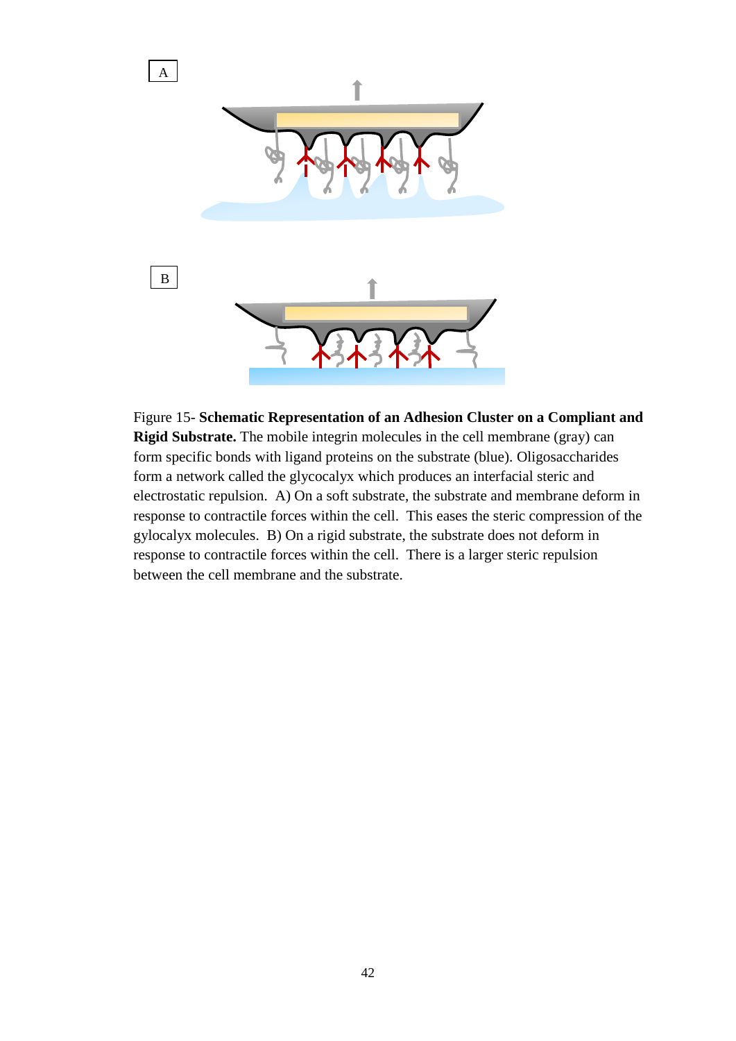Figure 15- **Schematic Representation of an Adhesion Cluster on a Compliant and Rigid Substrate.** The mobile integrin molecules in the cell membrane (gray) can form specific bonds with ligand proteins on the substrate (blue). Oligosaccharides form a network called the glycocalyx which produces an interfacial steric and electrostatic repulsion. A) On a soft substrate, the substrate and membrane deform in response to contractile forces within the cell. This eases the steric compression of the gylocalyx molecules. B) On a rigid substrate, the substrate does not deform in response to contractile forces within the cell. There is a larger steric repulsion between the cell membrane and the substrate.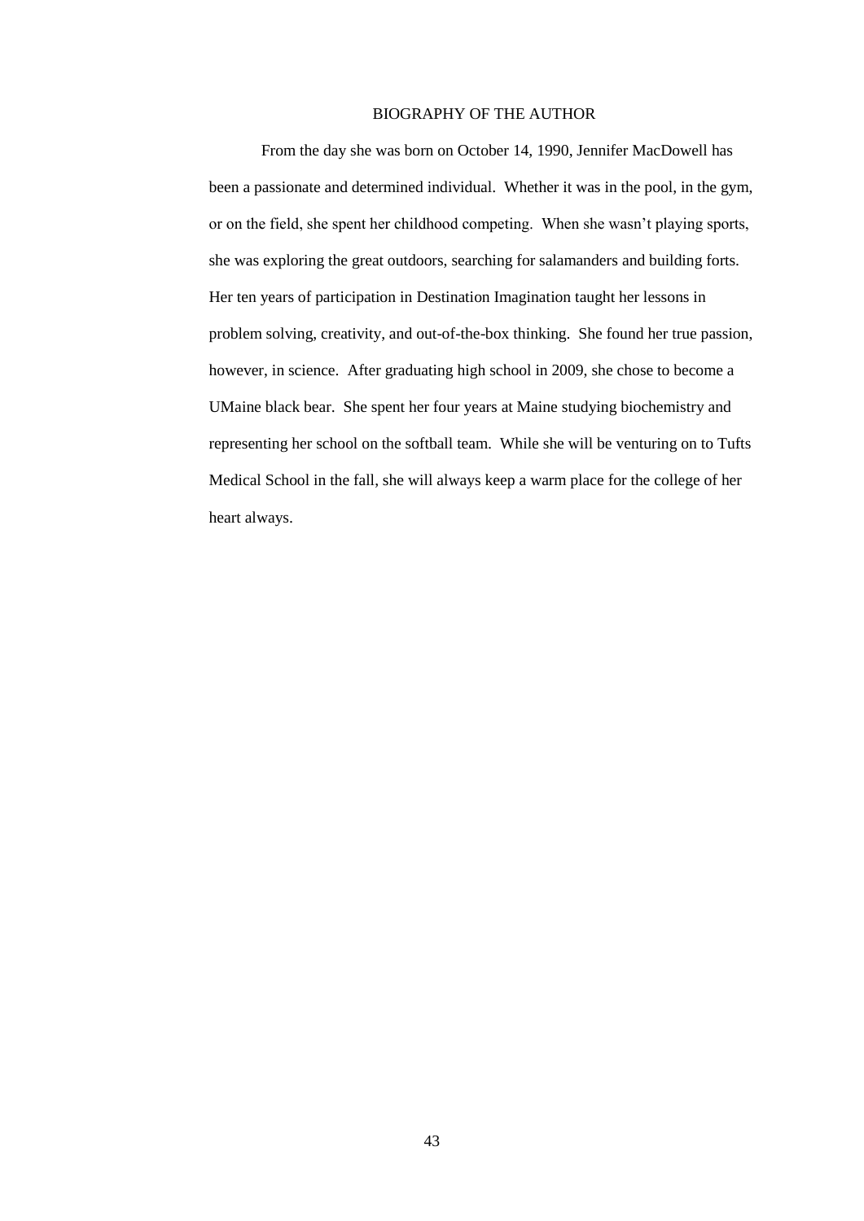# BIOGRAPHY OF THE AUTHOR

From the day she was born on October 14, 1990, Jennifer MacDowell has been a passionate and determined individual. Whether it was in the pool, in the gym, or on the field, she spent her childhood competing. When she wasn't playing sports, she was exploring the great outdoors, searching for salamanders and building forts. Her ten years of participation in Destination Imagination taught her lessons in problem solving, creativity, and out-of-the-box thinking. She found her true passion, however, in science. After graduating high school in 2009, she chose to become a UMaine black bear. She spent her four years at Maine studying biochemistry and representing her school on the softball team. While she will be venturing on to Tufts Medical School in the fall, she will always keep a warm place for the college of her heart always.